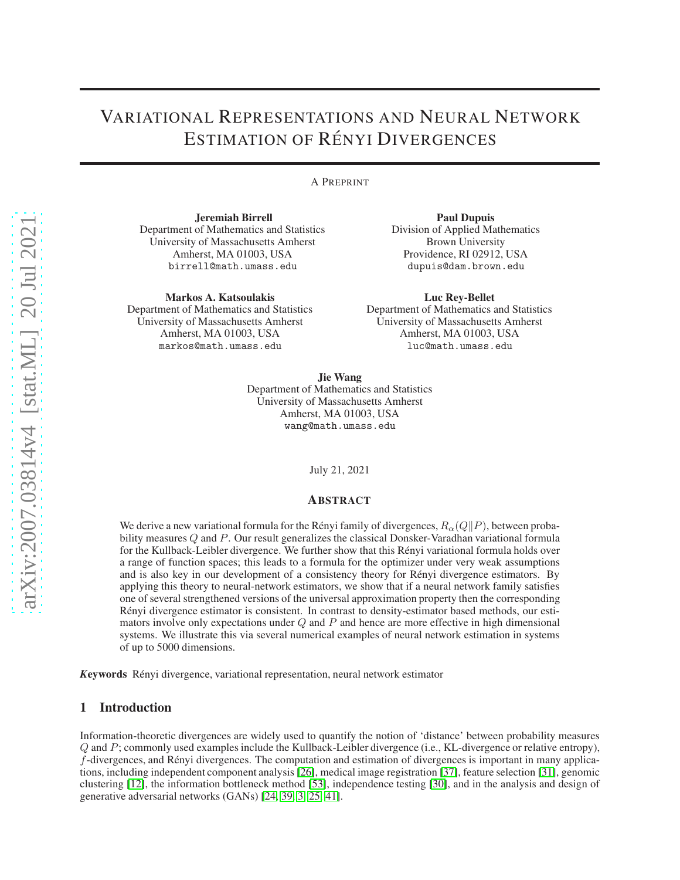# Variational Representations and Neural Network Estimation of Rényi Divergences

A Preprint

**Jeremiah Birrell**
Department of Mathematics and Statistics
University of Massachusetts Amherst
Amherst, MA 01003, USA
birrell@math.umass.edu

**Paul Dupuis**
Division of Applied Mathematics
Brown University
Providence, RI 02912, USA
dupuis@dam.brown.edu

**Markos A. Katsoulakis**
Department of Mathematics and Statistics
University of Massachusetts Amherst
Amherst, MA 01003, USA
markos@math.umass.edu

**Luc Rey-Bellet**
Department of Mathematics and Statistics
University of Massachusetts Amherst
Amherst, MA 01003, USA
luc@math.umass.edu

**Jie Wang**
Department of Mathematics and Statistics
University of Massachusetts Amherst
Amherst, MA 01003, USA
wang@math.umass.edu

July 21, 2021

## Abstract

We derive a new variational formula for the Rényi family of divergences, $R_\alpha(Q\|P)$, between probability measures $Q$ and $P$. Our result generalizes the classical Donsker-Varadhan variational formula for the Kullback-Leibler divergence. We further show that this Rényi variational formula holds over a range of function spaces; this leads to a formula for the optimizer under very weak assumptions and is also key in our development of a consistency theory for Rényi divergence estimators. By applying this theory to neural-network estimators, we show that if a neural network family satisfies one of several strengthened versions of the universal approximation property then the corresponding Rényi divergence estimator is consistent. In contrast to density-estimator based methods, our estimators involve only expectations under $Q$ and $P$ and hence are more effective in high dimensional systems. We illustrate this via several numerical examples of neural network estimation in systems of up to 5000 dimensions.

***K*eywords** Rényi divergence, variational representation, neural network estimator

## 1 Introduction

Information-theoretic divergences are widely used to quantify the notion of 'distance' between probability measures $Q$ and $P$; commonly used examples include the Kullback-Leibler divergence (i.e., KL-divergence or relative entropy), $f$-divergences, and Rényi divergences. The computation and estimation of divergences is important in many applications, including independent component analysis [26], medical image registration [37], feature selection [31], genomic clustering [12], the information bottleneck method [53], independence testing [30], and in the analysis and design of generative adversarial networks (GANs) [24, 39, 3, 25, 41].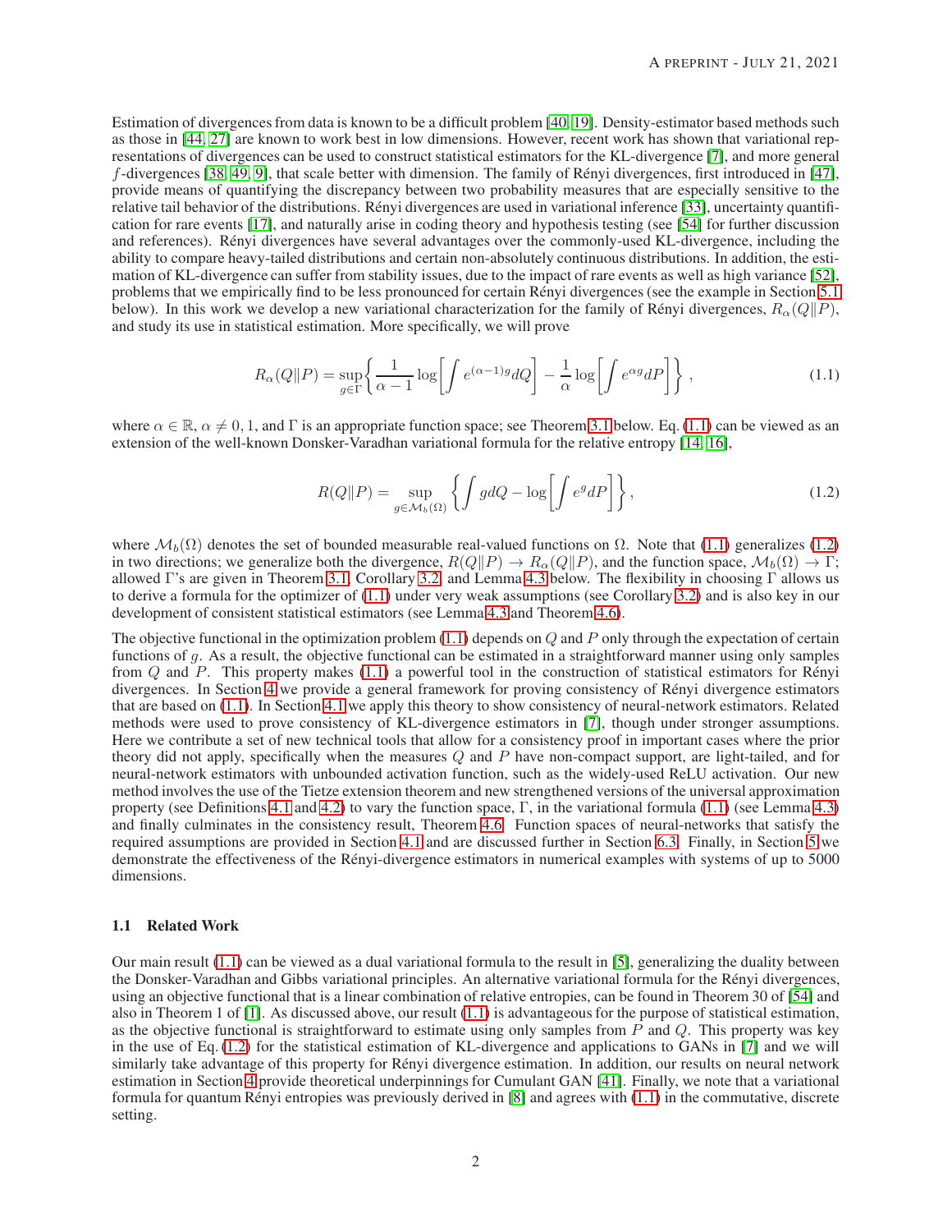Estimation of divergences from data is known to be a difficult problem [40, 19]. Density-estimator based methods such as those in [44, 27] are known to work best in low dimensions. However, recent work has shown that variational representations of divergences can be used to construct statistical estimators for the KL-divergence [7], and more general $f$-divergences [38, 49, 9], that scale better with dimension. The family of Rényi divergences, first introduced in [47], provide means of quantifying the discrepancy between two probability measures that are especially sensitive to the relative tail behavior of the distributions. Rényi divergences are used in variational inference [33], uncertainty quantification for rare events [17], and naturally arise in coding theory and hypothesis testing (see [54] for further discussion and references). Rényi divergences have several advantages over the commonly-used KL-divergence, including the ability to compare heavy-tailed distributions and certain non-absolutely continuous distributions. In addition, the estimation of KL-divergence can suffer from stability issues, due to the impact of rare events as well as high variance [52], problems that we empirically find to be less pronounced for certain Rényi divergences (see the example in Section 5.1 below). In this work we develop a new variational characterization for the family of Rényi divergences, $R_\alpha(Q\|P)$, and study its use in statistical estimation. More specifically, we will prove

$$R_\alpha(Q\|P) = \sup_{g\in\Gamma}\left\{ \frac{1}{\alpha-1}\log\left[\int e^{(\alpha-1)g}dQ\right] - \frac{1}{\alpha}\log\left[\int e^{\alpha g}dP\right]\right\}, \tag{1.1}$$

where $\alpha \in \mathbb{R}$, $\alpha \neq 0, 1$, and $\Gamma$ is an appropriate function space; see Theorem 3.1 below. Eq. (1.1) can be viewed as an extension of the well-known Donsker-Varadhan variational formula for the relative entropy [14, 16],

$$R(Q\|P) = \sup_{g\in\mathcal{M}_b(\Omega)}\left\{\int g dQ - \log\left[\int e^{g}dP\right]\right\}, \tag{1.2}$$

where $\mathcal{M}_b(\Omega)$ denotes the set of bounded measurable real-valued functions on $\Omega$. Note that (1.1) generalizes (1.2) in two directions; we generalize both the divergence, $R(Q\|P) \to R_\alpha(Q\|P)$, and the function space, $\mathcal{M}_b(\Omega) \to \Gamma$; allowed $\Gamma$'s are given in Theorem 3.1, Corollary 3.2, and Lemma 4.3 below. The flexibility in choosing $\Gamma$ allows us to derive a formula for the optimizer of (1.1) under very weak assumptions (see Corollary 3.2) and is also key in our development of consistent statistical estimators (see Lemma 4.3 and Theorem 4.6).

The objective functional in the optimization problem (1.1) depends on $Q$ and $P$ only through the expectation of certain functions of $g$. As a result, the objective functional can be estimated in a straightforward manner using only samples from $Q$ and $P$. This property makes (1.1) a powerful tool in the construction of statistical estimators for Rényi divergences. In Section 4 we provide a general framework for proving consistency of Rényi divergence estimators that are based on (1.1). In Section 4.1 we apply this theory to show consistency of neural-network estimators. Related methods were used to prove consistency of KL-divergence estimators in [7], though under stronger assumptions. Here we contribute a set of new technical tools that allow for a consistency proof in important cases where the prior theory did not apply, specifically when the measures $Q$ and $P$ have non-compact support, are light-tailed, and for neural-network estimators with unbounded activation function, such as the widely-used ReLU activation. Our new method involves the use of the Tietze extension theorem and new strengthened versions of the universal approximation property (see Definitions 4.1 and 4.2) to vary the function space, $\Gamma$, in the variational formula (1.1) (see Lemma 4.3) and finally culminates in the consistency result, Theorem 4.6. Function spaces of neural-networks that satisfy the required assumptions are provided in Section 4.1 and are discussed further in Section 6.3. Finally, in Section 5 we demonstrate the effectiveness of the Rényi-divergence estimators in numerical examples with systems of up to 5000 dimensions.

### 1.1 Related Work

Our main result (1.1) can be viewed as a dual variational formula to the result in [5], generalizing the duality between the Donsker-Varadhan and Gibbs variational principles. An alternative variational formula for the Rényi divergences, using an objective functional that is a linear combination of relative entropies, can be found in Theorem 30 of [54] and also in Theorem 1 of [1]. As discussed above, our result (1.1) is advantageous for the purpose of statistical estimation, as the objective functional is straightforward to estimate using only samples from $P$ and $Q$. This property was key in the use of Eq. (1.2) for the statistical estimation of KL-divergence and applications to GANs in [7] and we will similarly take advantage of this property for Rényi divergence estimation. In addition, our results on neural network estimation in Section 4 provide theoretical underpinnings for Cumulant GAN [41]. Finally, we note that a variational formula for quantum Rényi entropies was previously derived in [8] and agrees with (1.1) in the commutative, discrete setting.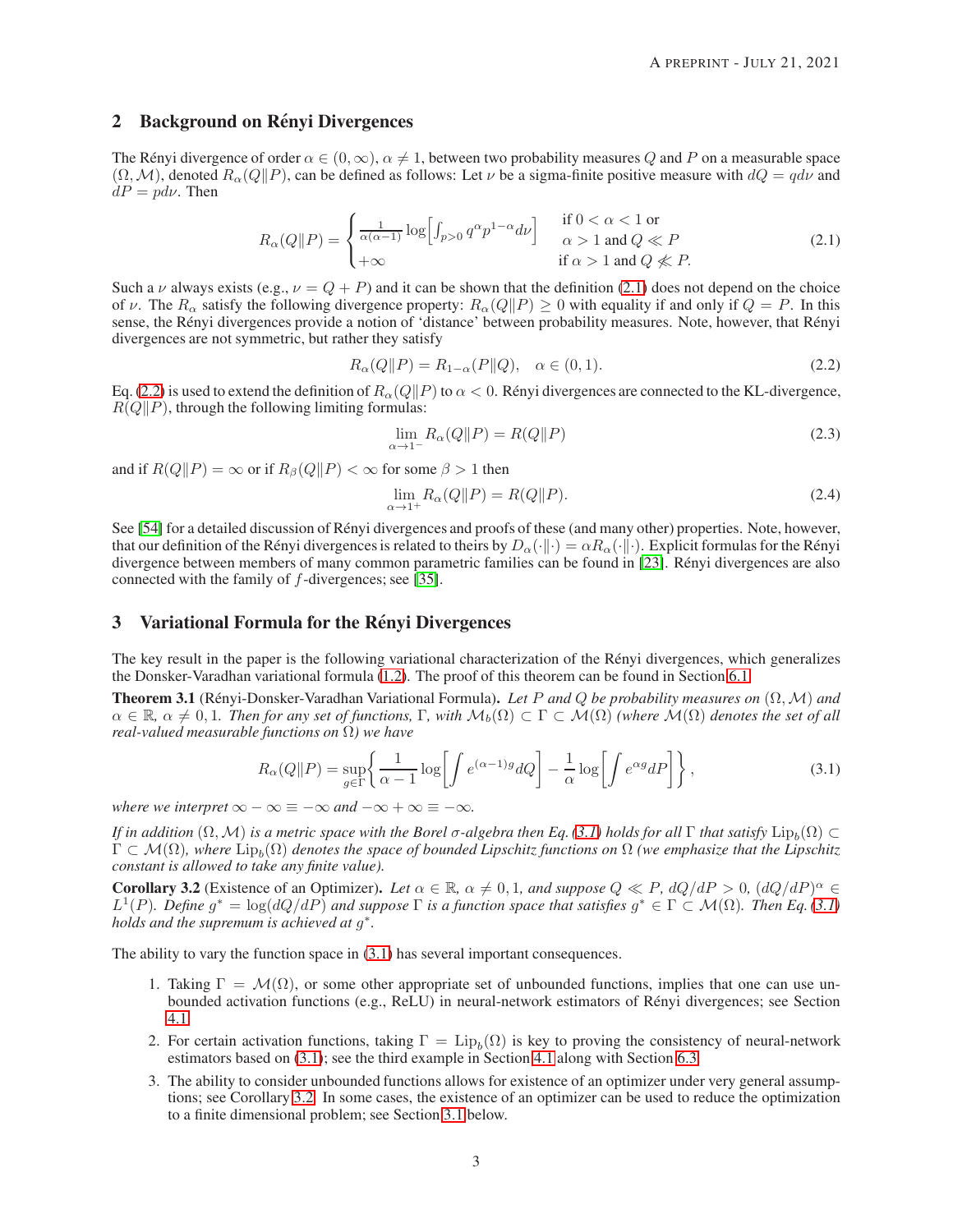## 2 Background on Rényi Divergences

The Rényi divergence of order $\alpha \in (0, \infty)$, $\alpha \neq 1$, between two probability measures $Q$ and $P$ on a measurable space $(\Omega, \mathcal{M})$, denoted $R_\alpha(Q\|P)$, can be defined as follows: Let $\nu$ be a sigma-finite positive measure with $dQ = q d\nu$ and $dP = p d\nu$. Then

$$
R_\alpha(Q\|P) = \begin{cases} \frac{1}{\alpha(\alpha-1)} \log\left[\int_{p>0} q^\alpha p^{1-\alpha} d\nu\right] & \begin{array}{l} \text{if } 0 < \alpha < 1 \text{ or} \\ \alpha > 1 \text{ and } Q \ll P \end{array} \\ +\infty & \text{if } \alpha > 1 \text{ and } Q \not\ll P. \end{cases} \tag{2.1}
$$

Such a $\nu$ always exists (e.g., $\nu = Q + P$) and it can be shown that the definition (2.1) does not depend on the choice of $\nu$. The $R_\alpha$ satisfy the following divergence property: $R_\alpha(Q\|P) \geq 0$ with equality if and only if $Q = P$. In this sense, the Rényi divergences provide a notion of 'distance' between probability measures. Note, however, that Rényi divergences are not symmetric, but rather they satisfy

$$
R_\alpha(Q\|P) = R_{1-\alpha}(P\|Q), \quad \alpha \in (0, 1). \tag{2.2}
$$

Eq. (2.2) is used to extend the definition of $R_\alpha(Q\|P)$ to $\alpha < 0$. Rényi divergences are connected to the KL-divergence, $R(Q\|P)$, through the following limiting formulas:

$$
\lim_{\alpha \to 1^-} R_\alpha(Q\|P) = R(Q\|P) \tag{2.3}
$$

and if $R(Q\|P) = \infty$ or if $R_\beta(Q\|P) < \infty$ for some $\beta > 1$ then

$$
\lim_{\alpha \to 1^+} R_\alpha(Q\|P) = R(Q\|P). \tag{2.4}
$$

See [54] for a detailed discussion of Rényi divergences and proofs of these (and many other) properties. Note, however, that our definition of the Rényi divergences is related to theirs by $D_\alpha(\cdot\|\cdot) = \alpha R_\alpha(\cdot\|\cdot)$. Explicit formulas for the Rényi divergence between members of many common parametric families can be found in [23]. Rényi divergences are also connected with the family of $f$-divergences; see [35].

## 3 Variational Formula for the Rényi Divergences

The key result in the paper is the following variational characterization of the Rényi divergences, which generalizes the Donsker-Varadhan variational formula (1.2). The proof of this theorem can be found in Section 6.1.

**Theorem 3.1** (Rényi-Donsker-Varadhan Variational Formula)**.** *Let $P$ and $Q$ be probability measures on $(\Omega, \mathcal{M})$ and $\alpha \in \mathbb{R}$, $\alpha \neq 0, 1$. Then for any set of functions, $\Gamma$, with $\mathcal{M}_b(\Omega) \subset \Gamma \subset \mathcal{M}(\Omega)$ (where $\mathcal{M}(\Omega)$ denotes the set of all real-valued measurable functions on $\Omega$) we have*

$$
R_\alpha(Q\|P) = \sup_{g \in \Gamma} \left\{ \frac{1}{\alpha - 1} \log\left[\int e^{(\alpha-1)g} dQ\right] - \frac{1}{\alpha} \log\left[\int e^{\alpha g} dP\right] \right\}, \tag{3.1}
$$

*where we interpret $\infty - \infty \equiv -\infty$ and $-\infty + \infty \equiv -\infty$.*

*If in addition $(\Omega, \mathcal{M})$ is a metric space with the Borel $\sigma$-algebra then Eq. (3.1) holds for all $\Gamma$ that satisfy $\text{Lip}_b(\Omega) \subset \Gamma \subset \mathcal{M}(\Omega)$, where $\text{Lip}_b(\Omega)$ denotes the space of bounded Lipschitz functions on $\Omega$ (we emphasize that the Lipschitz constant is allowed to take any finite value).*

**Corollary 3.2** (Existence of an Optimizer)**.** *Let $\alpha \in \mathbb{R}$, $\alpha \neq 0, 1$, and suppose $Q \ll P$, $dQ/dP > 0$, $(dQ/dP)^\alpha \in L^1(P)$. Define $g^* = \log(dQ/dP)$ and suppose $\Gamma$ is a function space that satisfies $g^* \in \Gamma \subset \mathcal{M}(\Omega)$. Then Eq. (3.1) holds and the supremum is achieved at $g^*$.*

The ability to vary the function space in (3.1) has several important consequences.

1. Taking $\Gamma = \mathcal{M}(\Omega)$, or some other appropriate set of unbounded functions, implies that one can use unbounded activation functions (e.g., ReLU) in neural-network estimators of Rényi divergences; see Section 4.1.
2. For certain activation functions, taking $\Gamma = \text{Lip}_b(\Omega)$ is key to proving the consistency of neural-network estimators based on (3.1); see the third example in Section 4.1 along with Section 6.3.
3. The ability to consider unbounded functions allows for existence of an optimizer under very general assumptions; see Corollary 3.2. In some cases, the existence of an optimizer can be used to reduce the optimization to a finite dimensional problem; see Section 3.1 below.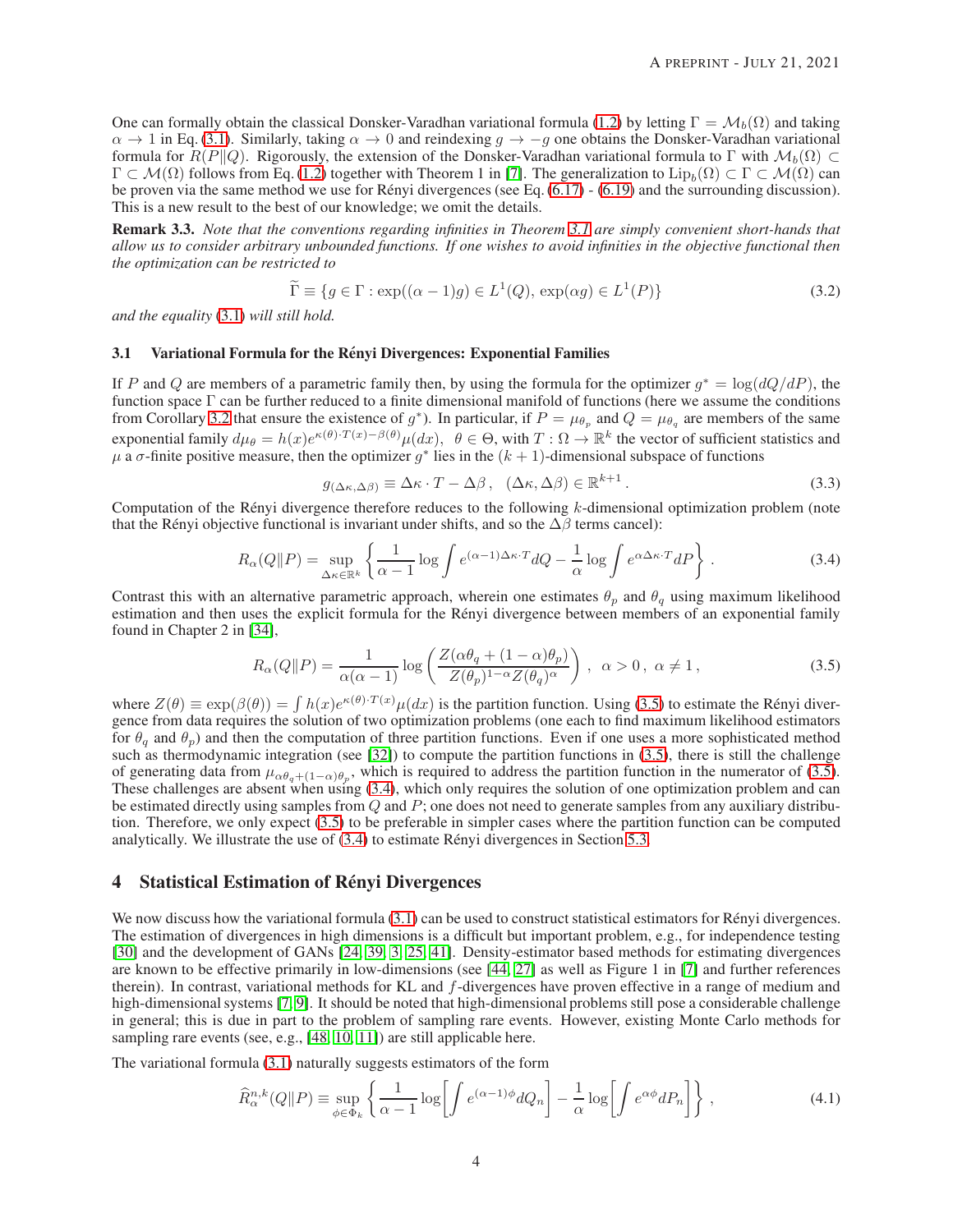One can formally obtain the classical Donsker-Varadhan variational formula (1.2) by letting $\Gamma = \mathcal{M}_b(\Omega)$ and taking $\alpha \to 1$ in Eq. (3.1). Similarly, taking $\alpha \to 0$ and reindexing $g \to -g$ one obtains the Donsker-Varadhan variational formula for $R(P\|Q)$. Rigorously, the extension of the Donsker-Varadhan variational formula to $\Gamma$ with $\mathcal{M}_b(\Omega) \subset \Gamma \subset \mathcal{M}(\Omega)$ follows from Eq. (1.2) together with Theorem 1 in [7]. The generalization to $\mathrm{Lip}_b(\Omega) \subset \Gamma \subset \mathcal{M}(\Omega)$ can be proven via the same method we use for Rényi divergences (see Eq. (6.17) - (6.19) and the surrounding discussion). This is a new result to the best of our knowledge; we omit the details.

**Remark 3.3.** *Note that the conventions regarding infinities in Theorem 3.1 are simply convenient short-hands that allow us to consider arbitrary unbounded functions. If one wishes to avoid infinities in the objective functional then the optimization can be restricted to*

$$\widetilde{\Gamma} \equiv \{g \in \Gamma : \exp((\alpha-1)g) \in L^1(Q),\, \exp(\alpha g) \in L^1(P)\} \tag{3.2}$$

*and the equality (3.1) will still hold.*

### 3.1 Variational Formula for the Rényi Divergences: Exponential Families

If $P$ and $Q$ are members of a parametric family then, by using the formula for the optimizer $g^* = \log(dQ/dP)$, the function space $\Gamma$ can be further reduced to a finite dimensional manifold of functions (here we assume the conditions from Corollary 3.2 that ensure the existence of $g^*$). In particular, if $P = \mu_{\theta_p}$ and $Q = \mu_{\theta_q}$ are members of the same exponential family $d\mu_\theta = h(x)e^{\kappa(\theta)\cdot T(x) - \beta(\theta)}\mu(dx)$, $\theta \in \Theta$, with $T : \Omega \to \mathbb{R}^k$ the vector of sufficient statistics and $\mu$ a $\sigma$-finite positive measure, then the optimizer $g^*$ lies in the $(k+1)$-dimensional subspace of functions

$$g_{(\Delta\kappa, \Delta\beta)} \equiv \Delta\kappa \cdot T - \Delta\beta\,, \quad (\Delta\kappa, \Delta\beta) \in \mathbb{R}^{k+1}\,. \tag{3.3}$$

Computation of the Rényi divergence therefore reduces to the following $k$-dimensional optimization problem (note that the Rényi objective functional is invariant under shifts, and so the $\Delta\beta$ terms cancel):

$$R_\alpha(Q\|P) = \sup_{\Delta\kappa \in \mathbb{R}^k} \left\{ \frac{1}{\alpha-1}\log\int e^{(\alpha-1)\Delta\kappa\cdot T}dQ - \frac{1}{\alpha}\log\int e^{\alpha\Delta\kappa\cdot T}dP \right\}\,. \tag{3.4}$$

Contrast this with an alternative parametric approach, wherein one estimates $\theta_p$ and $\theta_q$ using maximum likelihood estimation and then uses the explicit formula for the Rényi divergence between members of an exponential family found in Chapter 2 in [34],

$$R_\alpha(Q\|P) = \frac{1}{\alpha(\alpha-1)}\log\left(\frac{Z(\alpha\theta_q + (1-\alpha)\theta_p)}{Z(\theta_p)^{1-\alpha}Z(\theta_q)^\alpha}\right)\,, \quad \alpha > 0\,,\ \alpha \neq 1\,, \tag{3.5}$$

where $Z(\theta) \equiv \exp(\beta(\theta)) = \int h(x)e^{\kappa(\theta)\cdot T(x)}\mu(dx)$ is the partition function. Using (3.5) to estimate the Rényi divergence from data requires the solution of two optimization problems (one each to find maximum likelihood estimators for $\theta_q$ and $\theta_p$) and then the computation of three partition functions. Even if one uses a more sophisticated method such as thermodynamic integration (see [32]) to compute the partition functions in (3.5), there is still the challenge of generating data from $\mu_{\alpha\theta_q+(1-\alpha)\theta_p}$, which is required to address the partition function in the numerator of (3.5). These challenges are absent when using (3.4), which only requires the solution of one optimization problem and can be estimated directly using samples from $Q$ and $P$; one does not need to generate samples from any auxiliary distribution. Therefore, we only expect (3.5) to be preferable in simpler cases where the partition function can be computed analytically. We illustrate the use of (3.4) to estimate Rényi divergences in Section 5.3.

## 4 Statistical Estimation of Rényi Divergences

We now discuss how the variational formula (3.1) can be used to construct statistical estimators for Rényi divergences. The estimation of divergences in high dimensions is a difficult but important problem, e.g., for independence testing [30] and the development of GANs [24, 39, 3, 25, 41]. Density-estimator based methods for estimating divergences are known to be effective primarily in low-dimensions (see [44, 27] as well as Figure 1 in [7] and further references therein). In contrast, variational methods for KL and $f$-divergences have proven effective in a range of medium and high-dimensional systems [7, 9]. It should be noted that high-dimensional problems still pose a considerable challenge in general; this is due in part to the problem of sampling rare events. However, existing Monte Carlo methods for sampling rare events (see, e.g., [48, 10, 11]) are still applicable here.

The variational formula (3.1) naturally suggests estimators of the form

$$\widehat{R}_\alpha^{n,k}(Q\|P) \equiv \sup_{\phi\in\Phi_k}\left\{\frac{1}{\alpha-1}\log\left[\int e^{(\alpha-1)\phi}dQ_n\right] - \frac{1}{\alpha}\log\left[\int e^{\alpha\phi}dP_n\right]\right\}\,, \tag{4.1}$$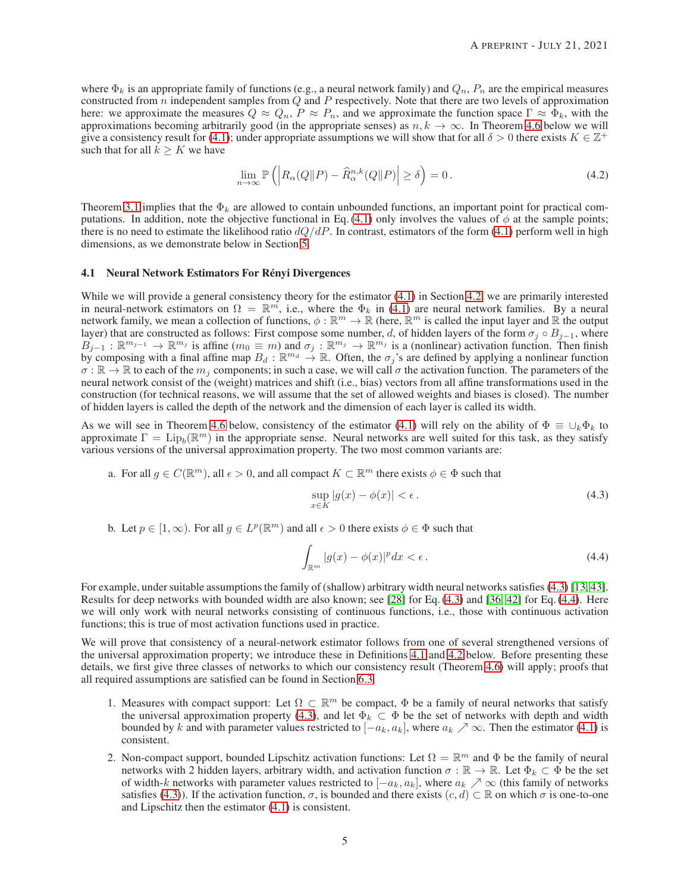where $\Phi_k$ is an appropriate family of functions (e.g., a neural network family) and $Q_n$, $P_n$ are the empirical measures constructed from $n$ independent samples from $Q$ and $P$ respectively. Note that there are two levels of approximation here: we approximate the measures $Q \approx Q_n$, $P \approx P_n$, and we approximate the function space $\Gamma \approx \Phi_k$, with the approximations becoming arbitrarily good (in the appropriate senses) as $n, k \to \infty$. In Theorem 4.6 below we will give a consistency result for (4.1); under appropriate assumptions we will show that for all $\delta > 0$ there exists $K \in \mathbb{Z}^+$ such that for all $k \geq K$ we have

$$\lim_{n\to\infty} \mathbb{P}\left(\left|R_\alpha(Q\|P) - \widehat{R}_\alpha^{n,k}(Q\|P)\right| \geq \delta\right) = 0\,. \tag{4.2}$$

Theorem 3.1 implies that the $\Phi_k$ are allowed to contain unbounded functions, an important point for practical computations. In addition, note the objective functional in Eq. (4.1) only involves the values of $\phi$ at the sample points; there is no need to estimate the likelihood ratio $dQ/dP$. In contrast, estimators of the form (4.1) perform well in high dimensions, as we demonstrate below in Section 5.

### 4.1 Neural Network Estimators For Rényi Divergences

While we will provide a general consistency theory for the estimator (4.1) in Section 4.2, we are primarily interested in neural-network estimators on $\Omega = \mathbb{R}^m$, i.e., where the $\Phi_k$ in (4.1) are neural network families. By a neural network family, we mean a collection of functions, $\phi : \mathbb{R}^m \to \mathbb{R}$ (here, $\mathbb{R}^m$ is called the input layer and $\mathbb{R}$ the output layer) that are constructed as follows: First compose some number, $d$, of hidden layers of the form $\sigma_j \circ B_{j-1}$, where $B_{j-1} : \mathbb{R}^{m_{j-1}} \to \mathbb{R}^{m_j}$ is affine ($m_0 \equiv m$) and $\sigma_j : \mathbb{R}^{m_j} \to \mathbb{R}^{m_j}$ is a (nonlinear) activation function. Then finish by composing with a final affine map $B_d : \mathbb{R}^{m_d} \to \mathbb{R}$. Often, the $\sigma_j$'s are defined by applying a nonlinear function $\sigma : \mathbb{R} \to \mathbb{R}$ to each of the $m_j$ components; in such a case, we will call $\sigma$ the activation function. The parameters of the neural network consist of the (weight) matrices and shift (i.e., bias) vectors from all affine transformations used in the construction (for technical reasons, we will assume that the set of allowed weights and biases is closed). The number of hidden layers is called the depth of the network and the dimension of each layer is called its width.

As we will see in Theorem 4.6 below, consistency of the estimator (4.1) will rely on the ability of $\Phi \equiv \cup_k \Phi_k$ to approximate $\Gamma = \mathrm{Lip}_b(\mathbb{R}^m)$ in the appropriate sense. Neural networks are well suited for this task, as they satisfy various versions of the universal approximation property. The two most common variants are:

a. For all $g \in C(\mathbb{R}^m)$, all $\epsilon > 0$, and all compact $K \subset \mathbb{R}^m$ there exists $\phi \in \Phi$ such that

$$\sup_{x\in K} |g(x) - \phi(x)| < \epsilon\,. \tag{4.3}$$

b. Let $p \in [1, \infty)$. For all $g \in L^p(\mathbb{R}^m)$ and all $\epsilon > 0$ there exists $\phi \in \Phi$ such that

$$\int_{\mathbb{R}^m} |g(x) - \phi(x)|^p dx < \epsilon\,. \tag{4.4}$$

For example, under suitable assumptions the family of (shallow) arbitrary width neural networks satisfies (4.3) [13, 43]. Results for deep networks with bounded width are also known; see [28] for Eq. (4.3) and [36, 42] for Eq. (4.4). Here we will only work with neural networks consisting of continuous functions, i.e., those with continuous activation functions; this is true of most activation functions used in practice.

We will prove that consistency of a neural-network estimator follows from one of several strengthened versions of the universal approximation property; we introduce these in Definitions 4.1 and 4.2 below. Before presenting these details, we first give three classes of networks to which our consistency result (Theorem 4.6) will apply; proofs that all required assumptions are satisfied can be found in Section 6.3.

1. Measures with compact support: Let $\Omega \subset \mathbb{R}^m$ be compact, $\Phi$ be a family of neural networks that satisfy the universal approximation property (4.3), and let $\Phi_k \subset \Phi$ be the set of networks with depth and width bounded by $k$ and with parameter values restricted to $[-a_k, a_k]$, where $a_k \nearrow \infty$. Then the estimator (4.1) is consistent.

2. Non-compact support, bounded Lipschitz activation functions: Let $\Omega = \mathbb{R}^m$ and $\Phi$ be the family of neural networks with 2 hidden layers, arbitrary width, and activation function $\sigma : \mathbb{R} \to \mathbb{R}$. Let $\Phi_k \subset \Phi$ be the set of width-$k$ networks with parameter values restricted to $[-a_k, a_k]$, where $a_k \nearrow \infty$ (this family of networks satisfies (4.3)). If the activation function, $\sigma$, is bounded and there exists $(c, d) \subset \mathbb{R}$ on which $\sigma$ is one-to-one and Lipschitz then the estimator (4.1) is consistent.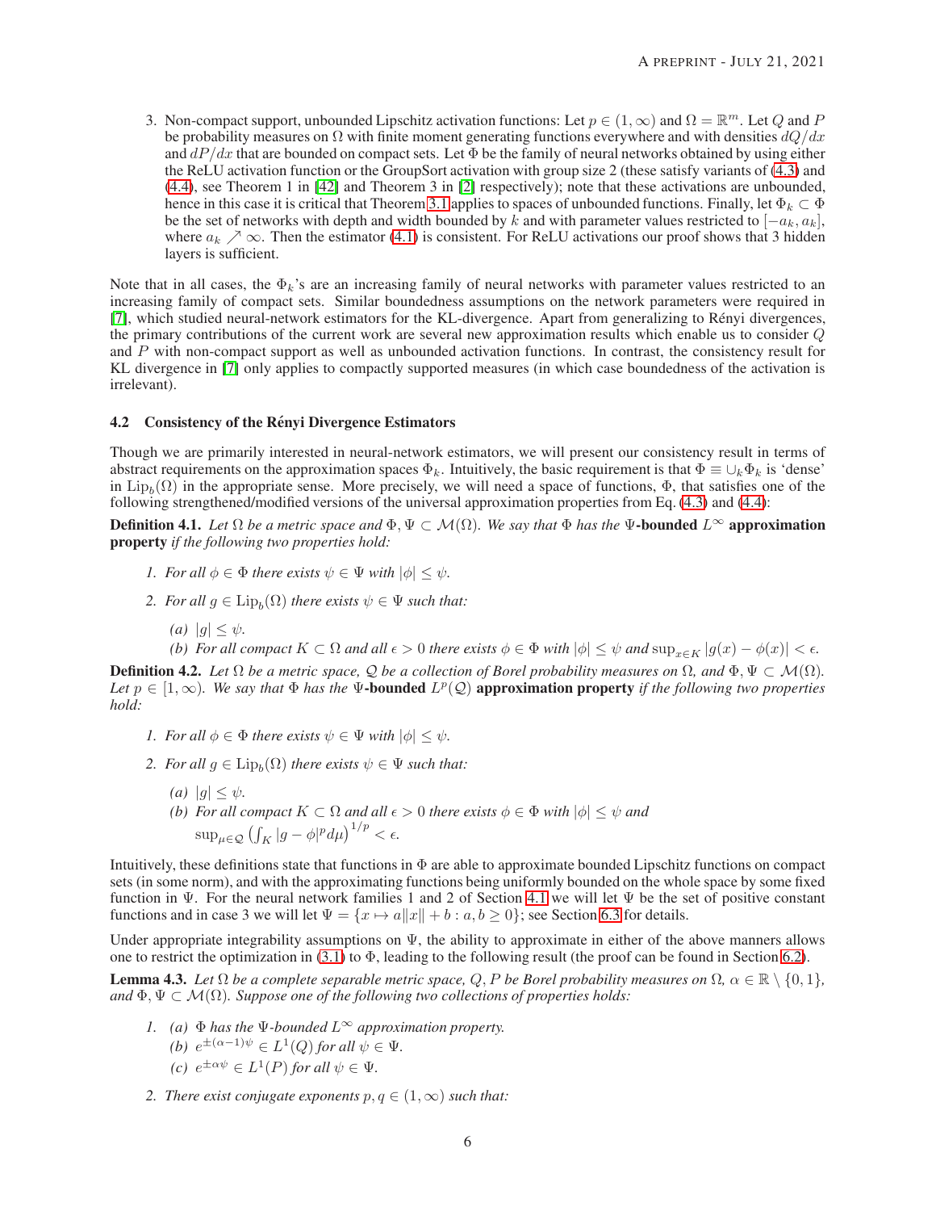3. Non-compact support, unbounded Lipschitz activation functions: Let $p \in (1, \infty)$ and $\Omega = \mathbb{R}^m$. Let $Q$ and $P$ be probability measures on $\Omega$ with finite moment generating functions everywhere and with densities $dQ/dx$ and $dP/dx$ that are bounded on compact sets. Let $\Phi$ be the family of neural networks obtained by using either the ReLU activation function or the GroupSort activation with group size 2 (these satisfy variants of (4.3) and (4.4), see Theorem 1 in [42] and Theorem 3 in [2] respectively); note that these activations are unbounded, hence in this case it is critical that Theorem 3.1 applies to spaces of unbounded functions. Finally, let $\Phi_k \subset \Phi$ be the set of networks with depth and width bounded by $k$ and with parameter values restricted to $[-a_k, a_k]$, where $a_k \nearrow \infty$. Then the estimator (4.1) is consistent. For ReLU activations our proof shows that 3 hidden layers is sufficient.

Note that in all cases, the $\Phi_k$'s are an increasing family of neural networks with parameter values restricted to an increasing family of compact sets. Similar boundedness assumptions on the network parameters were required in [7], which studied neural-network estimators for the KL-divergence. Apart from generalizing to Rényi divergences, the primary contributions of the current work are several new approximation results which enable us to consider $Q$ and $P$ with non-compact support as well as unbounded activation functions. In contrast, the consistency result for KL divergence in [7] only applies to compactly supported measures (in which case boundedness of the activation is irrelevant).

### 4.2 Consistency of the Rényi Divergence Estimators

Though we are primarily interested in neural-network estimators, we will present our consistency result in terms of abstract requirements on the approximation spaces $\Phi_k$. Intuitively, the basic requirement is that $\Phi \equiv \cup_k \Phi_k$ is 'dense' in $\mathrm{Lip}_b(\Omega)$ in the appropriate sense. More precisely, we will need a space of functions, $\Phi$, that satisfies one of the following strengthened/modified versions of the universal approximation properties from Eq. (4.3) and (4.4):

**Definition 4.1.** *Let $\Omega$ be a metric space and $\Phi, \Psi \subset \mathcal{M}(\Omega)$. We say that $\Phi$ has the* **$\Psi$-bounded $L^\infty$ approximation property** *if the following two properties hold:*

1. *For all $\phi \in \Phi$ there exists $\psi \in \Psi$ with $|\phi| \leq \psi$.*
2. *For all $g \in \mathrm{Lip}_b(\Omega)$ there exists $\psi \in \Psi$ such that:*
   - *(a) $|g| \leq \psi$.*
   - *(b) For all compact $K \subset \Omega$ and all $\epsilon > 0$ there exists $\phi \in \Phi$ with $|\phi| \leq \psi$ and $\sup_{x \in K} |g(x) - \phi(x)| < \epsilon$.*

**Definition 4.2.** *Let $\Omega$ be a metric space, $\mathcal{Q}$ be a collection of Borel probability measures on $\Omega$, and $\Phi, \Psi \subset \mathcal{M}(\Omega)$. Let $p \in [1, \infty)$. We say that $\Phi$ has the* **$\Psi$-bounded $L^p(\mathcal{Q})$ approximation property** *if the following two properties hold:*

1. *For all $\phi \in \Phi$ there exists $\psi \in \Psi$ with $|\phi| \leq \psi$.*
2. *For all $g \in \mathrm{Lip}_b(\Omega)$ there exists $\psi \in \Psi$ such that:*
   - *(a) $|g| \leq \psi$.*
   - *(b) For all compact $K \subset \Omega$ and all $\epsilon > 0$ there exists $\phi \in \Phi$ with $|\phi| \leq \psi$ and $\sup_{\mu \in \mathcal{Q}} \left( \int_K |g - \phi|^p d\mu \right)^{1/p} < \epsilon$.*

Intuitively, these definitions state that functions in $\Phi$ are able to approximate bounded Lipschitz functions on compact sets (in some norm), and with the approximating functions being uniformly bounded on the whole space by some fixed function in $\Psi$. For the neural network families 1 and 2 of Section 4.1 we will let $\Psi$ be the set of positive constant functions and in case 3 we will let $\Psi = \{x \mapsto a\|x\| + b : a, b \geq 0\}$; see Section 6.3 for details.

Under appropriate integrability assumptions on $\Psi$, the ability to approximate in either of the above manners allows one to restrict the optimization in (3.1) to $\Phi$, leading to the following result (the proof can be found in Section 6.2).

**Lemma 4.3.** *Let $\Omega$ be a complete separable metric space, $Q, P$ be Borel probability measures on $\Omega$, $\alpha \in \mathbb{R} \setminus \{0, 1\}$, and $\Phi, \Psi \subset \mathcal{M}(\Omega)$. Suppose one of the following two collections of properties holds:*

1. *(a) $\Phi$ has the $\Psi$-bounded $L^\infty$ approximation property.*
   *(b) $e^{\pm(\alpha-1)\psi} \in L^1(Q)$ for all $\psi \in \Psi$.*
   *(c) $e^{\pm\alpha\psi} \in L^1(P)$ for all $\psi \in \Psi$.*
2. *There exist conjugate exponents $p, q \in (1, \infty)$ such that:*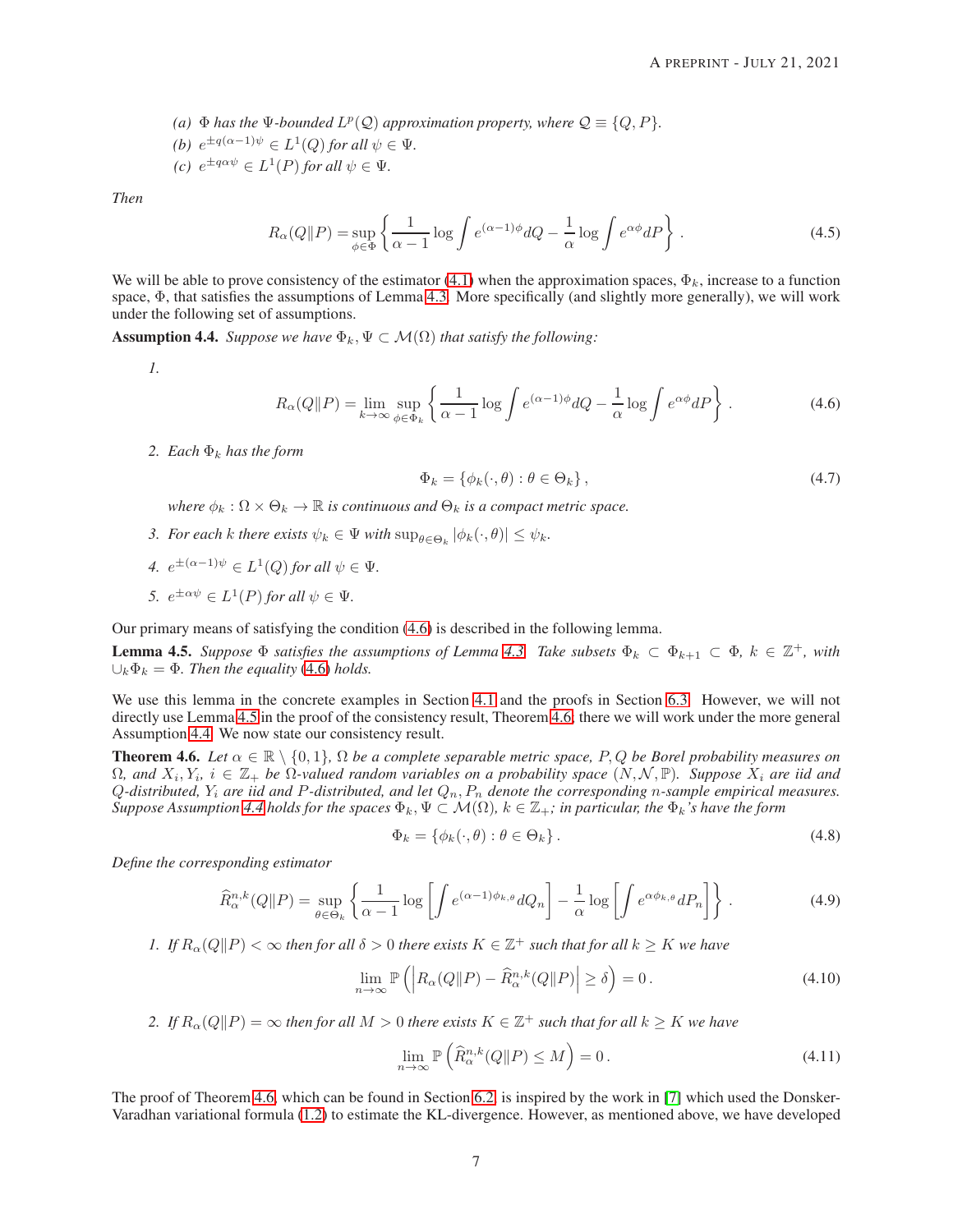*(a) $\Phi$ has the $\Psi$-bounded $L^p(\mathcal{Q})$ approximation property, where $\mathcal{Q} \equiv \{Q, P\}$.*

*(b) $e^{\pm q(\alpha-1)\psi} \in L^1(Q)$ for all $\psi \in \Psi$.*

*(c) $e^{\pm q\alpha\psi} \in L^1(P)$ for all $\psi \in \Psi$.*

*Then*

$$R_\alpha(Q\|P) = \sup_{\phi \in \Phi} \left\{ \frac{1}{\alpha - 1} \log \int e^{(\alpha-1)\phi} dQ - \frac{1}{\alpha} \log \int e^{\alpha\phi} dP \right\}. \tag{4.5}$$

We will be able to prove consistency of the estimator (4.1) when the approximation spaces, $\Phi_k$, increase to a function space, $\Phi$, that satisfies the assumptions of Lemma 4.3. More specifically (and slightly more generally), we will work under the following set of assumptions.

**Assumption 4.4.** *Suppose we have $\Phi_k, \Psi \subset \mathcal{M}(\Omega)$ that satisfy the following:*

1.
$$R_\alpha(Q\|P) = \lim_{k\to\infty} \sup_{\phi \in \Phi_k} \left\{ \frac{1}{\alpha - 1} \log \int e^{(\alpha-1)\phi} dQ - \frac{1}{\alpha} \log \int e^{\alpha\phi} dP \right\}. \tag{4.6}$$

2. *Each $\Phi_k$ has the form*
$$\Phi_k = \{\phi_k(\cdot, \theta) : \theta \in \Theta_k\}, \tag{4.7}$$
*where $\phi_k : \Omega \times \Theta_k \to \mathbb{R}$ is continuous and $\Theta_k$ is a compact metric space.*

3. *For each $k$ there exists $\psi_k \in \Psi$ with $\sup_{\theta \in \Theta_k} |\phi_k(\cdot, \theta)| \leq \psi_k$.*

4. *$e^{\pm(\alpha-1)\psi} \in L^1(Q)$ for all $\psi \in \Psi$.*

5. *$e^{\pm\alpha\psi} \in L^1(P)$ for all $\psi \in \Psi$.*

Our primary means of satisfying the condition (4.6) is described in the following lemma.

**Lemma 4.5.** *Suppose $\Phi$ satisfies the assumptions of Lemma 4.3. Take subsets $\Phi_k \subset \Phi_{k+1} \subset \Phi$, $k \in \mathbb{Z}^+$, with $\cup_k \Phi_k = \Phi$. Then the equality (4.6) holds.*

We use this lemma in the concrete examples in Section 4.1 and the proofs in Section 6.3. However, we will not directly use Lemma 4.5 in the proof of the consistency result, Theorem 4.6; there we will work under the more general Assumption 4.4. We now state our consistency result.

**Theorem 4.6.** *Let $\alpha \in \mathbb{R} \setminus \{0, 1\}$, $\Omega$ be a complete separable metric space, $P, Q$ be Borel probability measures on $\Omega$, and $X_i, Y_i$, $i \in \mathbb{Z}_+$ be $\Omega$-valued random variables on a probability space $(N, \mathcal{N}, \mathbb{P})$. Suppose $X_i$ are iid and $Q$-distributed, $Y_i$ are iid and $P$-distributed, and let $Q_n, P_n$ denote the corresponding $n$-sample empirical measures. Suppose Assumption 4.4 holds for the spaces $\Phi_k, \Psi \subset \mathcal{M}(\Omega)$, $k \in \mathbb{Z}_+$; in particular, the $\Phi_k$'s have the form*

$$\Phi_k = \{\phi_k(\cdot, \theta) : \theta \in \Theta_k\}. \tag{4.8}$$

*Define the corresponding estimator*

$$\widehat{R}_\alpha^{n,k}(Q\|P) = \sup_{\theta \in \Theta_k} \left\{ \frac{1}{\alpha - 1} \log \left[ \int e^{(\alpha-1)\phi_{k,\theta}} dQ_n \right] - \frac{1}{\alpha} \log \left[ \int e^{\alpha\phi_{k,\theta}} dP_n \right] \right\}. \tag{4.9}$$

1. *If $R_\alpha(Q\|P) < \infty$ then for all $\delta > 0$ there exists $K \in \mathbb{Z}^+$ such that for all $k \geq K$ we have*
$$\lim_{n\to\infty} \mathbb{P}\left( \left| R_\alpha(Q\|P) - \widehat{R}_\alpha^{n,k}(Q\|P) \right| \geq \delta \right) = 0. \tag{4.10}$$

2. *If $R_\alpha(Q\|P) = \infty$ then for all $M > 0$ there exists $K \in \mathbb{Z}^+$ such that for all $k \geq K$ we have*
$$\lim_{n\to\infty} \mathbb{P}\left( \widehat{R}_\alpha^{n,k}(Q\|P) \leq M \right) = 0. \tag{4.11}$$

The proof of Theorem 4.6, which can be found in Section 6.2, is inspired by the work in [7] which used the Donsker-Varadhan variational formula (1.2) to estimate the KL-divergence. However, as mentioned above, we have developed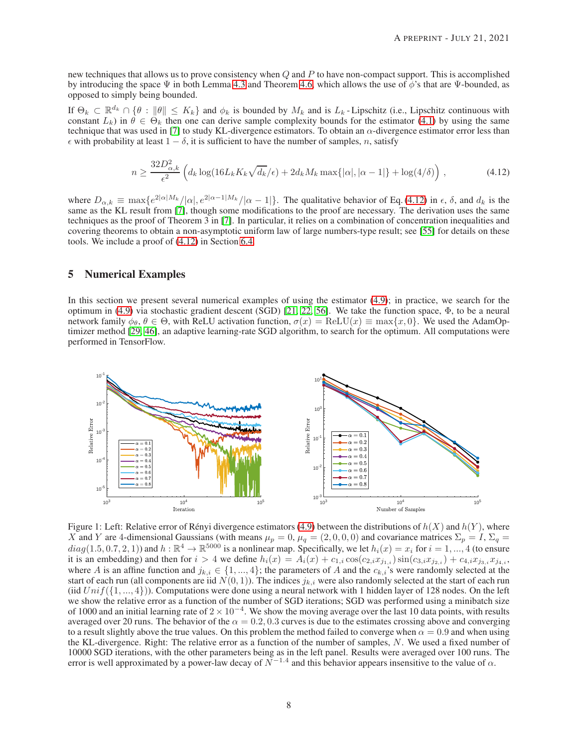new techniques that allows us to prove consistency when $Q$ and $P$ to have non-compact support. This is accomplished by introducing the space $\Psi$ in both Lemma 4.3 and Theorem 4.6, which allows the use of $\phi$'s that are $\Psi$-bounded, as opposed to simply being bounded.

If $\Theta_k \subset \mathbb{R}^{d_k} \cap \{\theta : \|\theta\| \leq K_k\}$ and $\phi_k$ is bounded by $M_k$ and is $L_k$-Lipschitz (i.e., Lipschitz continuous with constant $L_k$) in $\theta \in \Theta_k$ then one can derive sample complexity bounds for the estimator (4.1) by using the same technique that was used in [7] to study KL-divergence estimators. To obtain an $\alpha$-divergence estimator error less than $\epsilon$ with probability at least $1-\delta$, it is sufficient to have the number of samples, $n$, satisfy

$$n \geq \frac{32 D_{\alpha,k}^2}{\epsilon^2}\left(d_k \log(16 L_k K_k \sqrt{d_k}/\epsilon) + 2 d_k M_k \max\{|\alpha|, |\alpha - 1|\} + \log(4/\delta)\right), \tag{4.12}$$

where $D_{\alpha,k} \equiv \max\{e^{2|\alpha|M_k}/|\alpha|, e^{2|\alpha-1|M_k}/|\alpha-1|\}$. The qualitative behavior of Eq. (4.12) in $\epsilon$, $\delta$, and $d_k$ is the same as the KL result from [7], though some modifications to the proof are necessary. The derivation uses the same techniques as the proof of Theorem 3 in [7]. In particular, it relies on a combination of concentration inequalities and covering theorems to obtain a non-asymptotic uniform law of large numbers-type result; see [55] for details on these tools. We include a proof of (4.12) in Section 6.4.

# 5 Numerical Examples

In this section we present several numerical examples of using the estimator (4.9); in practice, we search for the optimum in (4.9) via stochastic gradient descent (SGD) [21, 22, 56]. We take the function space, $\Phi$, to be a neural network family $\phi_\theta$, $\theta \in \Theta$, with ReLU activation function, $\sigma(x) = \text{ReLU}(x) \equiv \max\{x, 0\}$. We used the AdamOptimizer method [29, 46], an adaptive learning-rate SGD algorithm, to search for the optimum. All computations were performed in TensorFlow.

Figure 1: Left: Relative error of Rényi divergence estimators (4.9) between the distributions of $h(X)$ and $h(Y)$, where $X$ and $Y$ are 4-dimensional Gaussians (with means $\mu_p = 0$, $\mu_q = (2, 0, 0, 0)$ and covariance matrices $\Sigma_p = I$, $\Sigma_q = diag(1.5, 0.7, 2, 1)$) and $h : \mathbb{R}^4 \to \mathbb{R}^{5000}$ is a nonlinear map. Specifically, we let $h_i(x) = x_i$ for $i = 1, ..., 4$ (to ensure it is an embedding) and then for $i > 4$ we define $h_i(x) = A_i(x) + c_{1,i}\cos(c_{2,i}x_{j_{1,i}})\sin(c_{3,i}x_{j_{2,i}}) + c_{4,i}x_{j_{3,i}}x_{j_{4,i}}$, where $A$ is an affine function and $j_{k,i} \in \{1, ..., 4\}$; the parameters of $A$ and the $c_{k,i}$'s were randomly selected at the start of each run (all components are iid $N(0, 1)$). The indices $j_{k,i}$ were also randomly selected at the start of each run (iid $Unif(\{1, ..., 4\})$). Computations were done using a neural network with 1 hidden layer of 128 nodes. On the left we show the relative error as a function of the number of SGD iterations; SGD was performed using a minibatch size of 1000 and an initial learning rate of $2 \times 10^{-4}$. We show the moving average over the last 10 data points, with results averaged over 20 runs. The behavior of the $\alpha = 0.2, 0.3$ curves is due to the estimates crossing above and converging to a result slightly above the true values. On this problem the method failed to converge when $\alpha = 0.9$ and when using the KL-divergence. Right: The relative error as a function of the number of samples, $N$. We used a fixed number of 10000 SGD iterations, with the other parameters being as in the left panel. Results were averaged over 100 runs. The error is well approximated by a power-law decay of $N^{-1.4}$ and this behavior appears insensitive to the value of $\alpha$.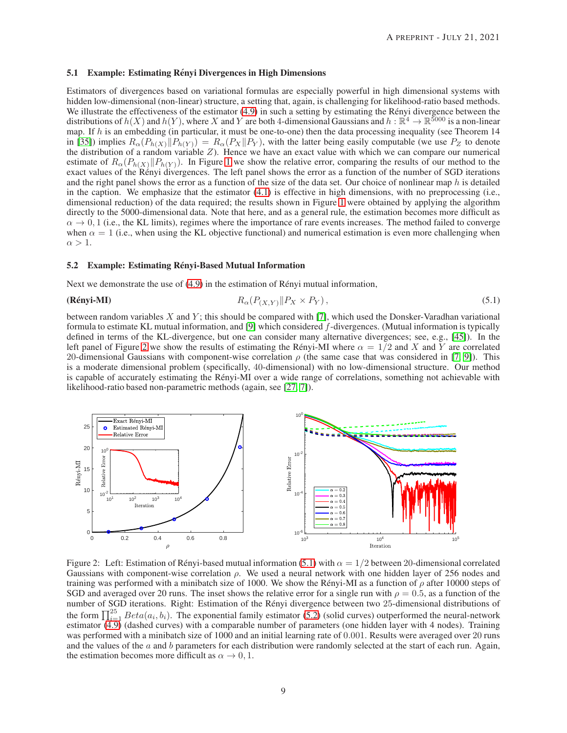### 5.1 Example: Estimating Rényi Divergences in High Dimensions

Estimators of divergences based on variational formulas are especially powerful in high dimensional systems with hidden low-dimensional (non-linear) structure, a setting that, again, is challenging for likelihood-ratio based methods. We illustrate the effectiveness of the estimator (4.9) in such a setting by estimating the Rényi divergence between the distributions of $h(X)$ and $h(Y)$, where $X$ and $Y$ are both 4-dimensional Gaussians and $h : \mathbb{R}^4 \to \mathbb{R}^{5000}$ is a non-linear map. If $h$ is an embedding (in particular, it must be one-to-one) then the data processing inequality (see Theorem 14 in [35]) implies $R_\alpha(P_{h(X)} \| P_{h(Y)}) = R_\alpha(P_X \| P_Y)$, with the latter being easily computable (we use $P_Z$ to denote the distribution of a random variable $Z$). Hence we have an exact value with which we can compare our numerical estimate of $R_\alpha(P_{h(X)} \| P_{h(Y)})$. In Figure 1 we show the relative error, comparing the results of our method to the exact values of the Rényi divergences. The left panel shows the error as a function of the number of SGD iterations and the right panel shows the error as a function of the size of the data set. Our choice of nonlinear map $h$ is detailed in the caption. We emphasize that the estimator (4.1) is effective in high dimensions, with no preprocessing (i.e., dimensional reduction) of the data required; the results shown in Figure 1 were obtained by applying the algorithm directly to the 5000-dimensional data. Note that here, and as a general rule, the estimation becomes more difficult as $\alpha \to 0, 1$ (i.e., the KL limits), regimes where the importance of rare events increases. The method failed to converge when $\alpha = 1$ (i.e., when using the KL objective functional) and numerical estimation is even more challenging when $\alpha > 1$.

### 5.2 Example: Estimating Rényi-Based Mutual Information

Next we demonstrate the use of (4.9) in the estimation of Rényi mutual information,

$$\textbf{(Rényi-MI)} \qquad R_\alpha(P_{(X,Y)} \| P_X \times P_Y), \tag{5.1}$$

between random variables $X$ and $Y$; this should be compared with [7], which used the Donsker-Varadhan variational formula to estimate KL mutual information, and [9] which considered $f$-divergences. (Mutual information is typically defined in terms of the KL-divergence, but one can consider many alternative divergences; see, e.g., [45]). In the left panel of Figure 2 we show the results of estimating the Rényi-MI where $\alpha = 1/2$ and $X$ and $Y$ are correlated 20-dimensional Gaussians with component-wise correlation $\rho$ (the same case that was considered in [7, 9]). This is a moderate dimensional problem (specifically, 40-dimensional) with no low-dimensional structure. Our method is capable of accurately estimating the Rényi-MI over a wide range of correlations, something not achievable with likelihood-ratio based non-parametric methods (again, see [27, 7]).

Figure 2: Left: Estimation of Rényi-based mutual information (5.1) with $\alpha = 1/2$ between 20-dimensional correlated Gaussians with component-wise correlation $\rho$. We used a neural network with one hidden layer of 256 nodes and training was performed with a minibatch size of 1000. We show the Rényi-MI as a function of $\rho$ after 10000 steps of SGD and averaged over 20 runs. The inset shows the relative error for a single run with $\rho = 0.5$, as a function of the number of SGD iterations. Right: Estimation of the Rényi divergence between two 25-dimensional distributions of the form $\prod_{i=1}^{25} Beta(a_i, b_i)$. The exponential family estimator (5.2) (solid curves) outperformed the neural-network estimator (4.9) (dashed curves) with a comparable number of parameters (one hidden layer with 4 nodes). Training was performed with a minibatch size of 1000 and an initial learning rate of 0.001. Results were averaged over 20 runs and the values of the $a$ and $b$ parameters for each distribution were randomly selected at the start of each run. Again, the estimation becomes more difficult as $\alpha \to 0, 1$.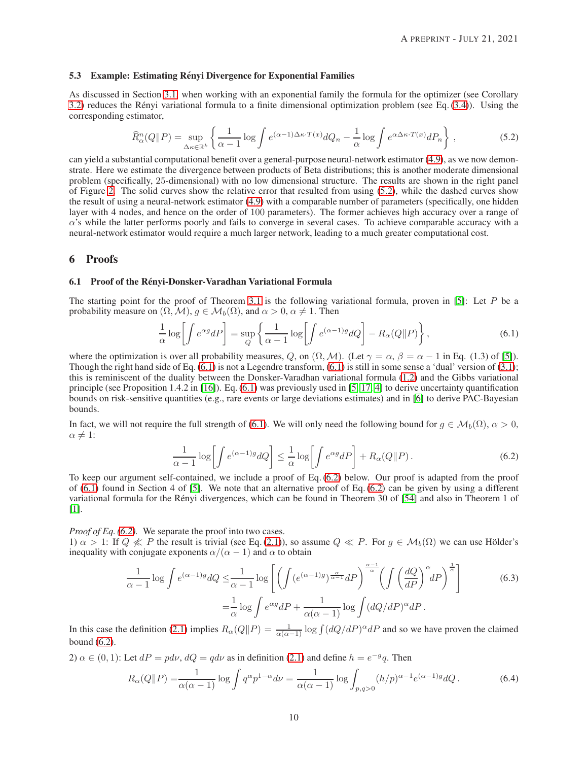### 5.3 Example: Estimating Rényi Divergence for Exponential Families

As discussed in Section 3.1, when working with an exponential family the formula for the optimizer (see Corollary 3.2) reduces the Rényi variational formula to a finite dimensional optimization problem (see Eq. (3.4)). Using the corresponding estimator,

$$\widehat{R}_\alpha^n(Q\|P) = \sup_{\Delta\kappa\in\mathbb{R}^k}\left\{\frac{1}{\alpha-1}\log\int e^{(\alpha-1)\Delta\kappa\cdot T(x)}dQ_n - \frac{1}{\alpha}\log\int e^{\alpha\Delta\kappa\cdot T(x)}dP_n\right\}, \tag{5.2}$$

can yield a substantial computational benefit over a general-purpose neural-network estimator (4.9), as we now demonstrate. Here we estimate the divergence between products of Beta distributions; this is another moderate dimensional problem (specifically, 25-dimensional) with no low dimensional structure. The results are shown in the right panel of Figure 2. The solid curves show the relative error that resulted from using (5.2), while the dashed curves show the result of using a neural-network estimator (4.9) with a comparable number of parameters (specifically, one hidden layer with 4 nodes, and hence on the order of 100 parameters). The former achieves high accuracy over a range of $\alpha$'s while the latter performs poorly and fails to converge in several cases. To achieve comparable accuracy with a neural-network estimator would require a much larger network, leading to a much greater computational cost.

## 6 Proofs

### 6.1 Proof of the Rényi-Donsker-Varadhan Variational Formula

The starting point for the proof of Theorem 3.1 is the following variational formula, proven in [5]: Let $P$ be a probability measure on $(\Omega,\mathcal{M})$, $g\in\mathcal{M}_b(\Omega)$, and $\alpha>0$, $\alpha\neq 1$. Then

$$\frac{1}{\alpha}\log\left[\int e^{\alpha g}dP\right] = \sup_Q\left\{\frac{1}{\alpha-1}\log\left[\int e^{(\alpha-1)g}dQ\right] - R_\alpha(Q\|P)\right\}, \tag{6.1}$$

where the optimization is over all probability measures, $Q$, on $(\Omega,\mathcal{M})$. (Let $\gamma=\alpha$, $\beta=\alpha-1$ in Eq. (1.3) of [5]). Though the right hand side of Eq. (6.1) is not a Legendre transform, (6.1) is still in some sense a 'dual' version of (3.1); this is reminiscent of the duality between the Donsker-Varadhan variational formula (1.2) and the Gibbs variational principle (see Proposition 1.4.2 in [16]). Eq. (6.1) was previously used in [5, 17, 4] to derive uncertainty quantification bounds on risk-sensitive quantities (e.g., rare events or large deviations estimates) and in [6] to derive PAC-Bayesian bounds.

In fact, we will not require the full strength of (6.1). We will only need the following bound for $g\in\mathcal{M}_b(\Omega)$, $\alpha>0$, $\alpha\neq1$:

$$\frac{1}{\alpha-1}\log\left[\int e^{(\alpha-1)g}dQ\right]\leq\frac{1}{\alpha}\log\left[\int e^{\alpha g}dP\right]+R_\alpha(Q\|P). \tag{6.2}$$

To keep our argument self-contained, we include a proof of Eq. (6.2) below. Our proof is adapted from the proof of (6.1) found in Section 4 of [5]. We note that an alternative proof of Eq. (6.2) can be given by using a different variational formula for the Rényi divergences, which can be found in Theorem 30 of [54] and also in Theorem 1 of [1].

*Proof of Eq. (6.2).* We separate the proof into two cases.

1) $\alpha>1$: If $Q\not\ll P$ the result is trivial (see Eq. (2.1)), so assume $Q\ll P$. For $g\in\mathcal{M}_b(\Omega)$ we can use Hölder's inequality with conjugate exponents $\alpha/(\alpha-1)$ and $\alpha$ to obtain

$$\begin{aligned}\frac{1}{\alpha-1}\log\int e^{(\alpha-1)g}dQ \leq& \frac{1}{\alpha-1}\log\left[\left(\int(e^{(\alpha-1)g})^{\frac{\alpha}{\alpha-1}}dP\right)^{\frac{\alpha-1}{\alpha}}\left(\int\left(\frac{dQ}{dP}\right)^\alpha dP\right)^{\frac{1}{\alpha}}\right]\\ =&\frac{1}{\alpha}\log\int e^{\alpha g}dP+\frac{1}{\alpha(\alpha-1)}\log\int(dQ/dP)^\alpha dP.\end{aligned} \tag{6.3}$$

In this case the definition (2.1) implies $R_\alpha(Q\|P)=\frac{1}{\alpha(\alpha-1)}\log\int(dQ/dP)^\alpha dP$ and so we have proven the claimed bound (6.2).

2) $\alpha\in(0,1)$: Let $dP=pd\nu$, $dQ=qd\nu$ as in definition (2.1) and define $h=e^{-g}q$. Then

$$R_\alpha(Q\|P)=\frac{1}{\alpha(\alpha-1)}\log\int q^\alpha p^{1-\alpha}d\nu=\frac{1}{\alpha(\alpha-1)}\log\int_{p,q>0}(h/p)^{\alpha-1}e^{(\alpha-1)g}dQ. \tag{6.4}$$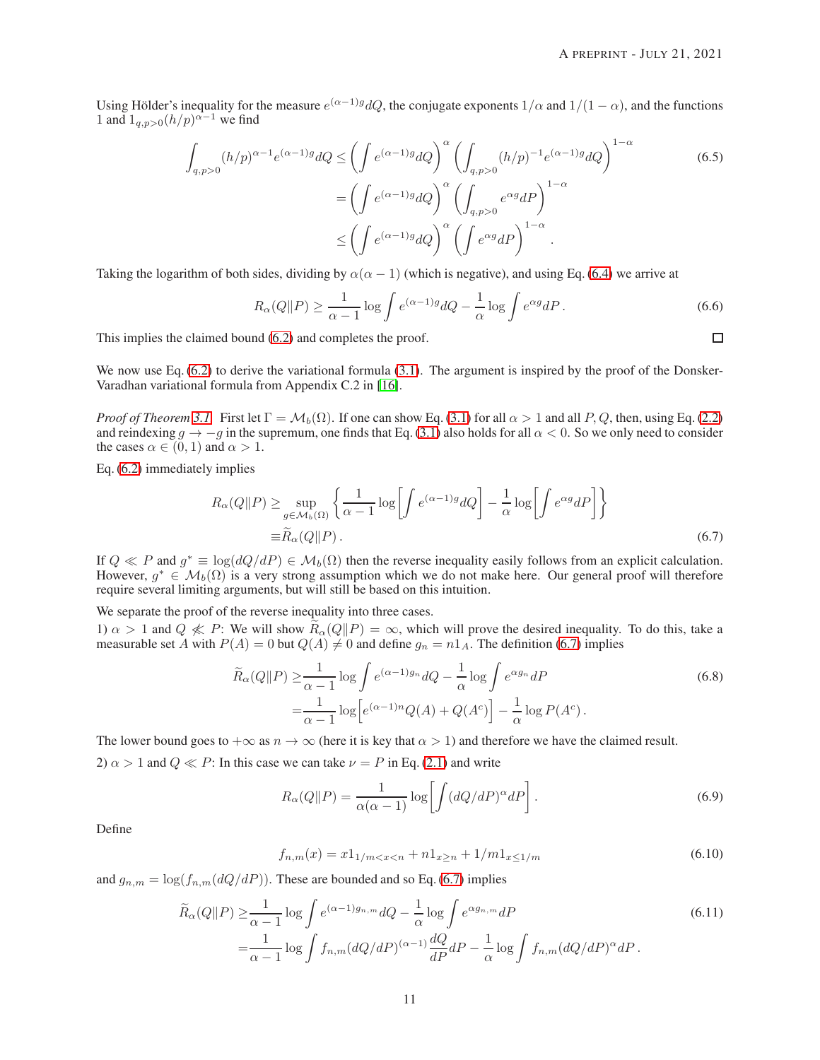Using Hölder's inequality for the measure $e^{(\alpha-1)g}dQ$, the conjugate exponents $1/\alpha$ and $1/(1-\alpha)$, and the functions $1$ and $1_{q,p>0}(h/p)^{\alpha-1}$ we find

$$
\begin{aligned}
\int_{q,p>0} (h/p)^{\alpha-1} e^{(\alpha-1)g} dQ &\leq \left(\int e^{(\alpha-1)g} dQ\right)^{\alpha} \left(\int_{q,p>0} (h/p)^{-1} e^{(\alpha-1)g} dQ\right)^{1-\alpha} \\
&= \left(\int e^{(\alpha-1)g} dQ\right)^{\alpha} \left(\int_{q,p>0} e^{\alpha g} dP\right)^{1-\alpha} \\
&\leq \left(\int e^{(\alpha-1)g} dQ\right)^{\alpha} \left(\int e^{\alpha g} dP\right)^{1-\alpha}.
\end{aligned} \tag{6.5}
$$

Taking the logarithm of both sides, dividing by $\alpha(\alpha-1)$ (which is negative), and using Eq. (6.4) we arrive at

$$
R_\alpha(Q\|P) \geq \frac{1}{\alpha-1} \log \int e^{(\alpha-1)g} dQ - \frac{1}{\alpha} \log \int e^{\alpha g} dP. \tag{6.6}
$$

This implies the claimed bound (6.2) and completes the proof. □

We now use Eq. (6.2) to derive the variational formula (3.1). The argument is inspired by the proof of the Donsker-Varadhan variational formula from Appendix C.2 in [16].

*Proof of Theorem 3.1* First let $\Gamma = \mathcal{M}_b(\Omega)$. If one can show Eq. (3.1) for all $\alpha > 1$ and all $P, Q$, then, using Eq. (2.2) and reindexing $g \to -g$ in the supremum, one finds that Eq. (3.1) also holds for all $\alpha < 0$. So we only need to consider the cases $\alpha \in (0,1)$ and $\alpha > 1$.

Eq. (6.2) immediately implies

$$
\begin{aligned}
R_\alpha(Q\|P) \geq &\sup_{g \in \mathcal{M}_b(\Omega)} \left\{ \frac{1}{\alpha-1} \log\left[\int e^{(\alpha-1)g} dQ\right] - \frac{1}{\alpha} \log\left[\int e^{\alpha g} dP\right] \right\} \\
\equiv &\widetilde{R}_\alpha(Q\|P).
\end{aligned} \tag{6.7}
$$

If $Q \ll P$ and $g^* \equiv \log(dQ/dP) \in \mathcal{M}_b(\Omega)$ then the reverse inequality easily follows from an explicit calculation. However, $g^* \in \mathcal{M}_b(\Omega)$ is a very strong assumption which we do not make here. Our general proof will therefore require several limiting arguments, but will still be based on this intuition.

We separate the proof of the reverse inequality into three cases.

1) $\alpha > 1$ and $Q \not\ll P$: We will show $\widetilde{R}_\alpha(Q\|P) = \infty$, which will prove the desired inequality. To do this, take a measurable set $A$ with $P(A) = 0$ but $Q(A) \neq 0$ and define $g_n = n1_A$. The definition (6.7) implies

$$
\begin{aligned}
\widetilde{R}_\alpha(Q\|P) \geq &\frac{1}{\alpha-1} \log \int e^{(\alpha-1)g_n} dQ - \frac{1}{\alpha} \log \int e^{\alpha g_n} dP \\
= &\frac{1}{\alpha-1} \log\left[e^{(\alpha-1)n} Q(A) + Q(A^c)\right] - \frac{1}{\alpha} \log P(A^c).
\end{aligned} \tag{6.8}
$$

The lower bound goes to $+\infty$ as $n \to \infty$ (here it is key that $\alpha > 1$) and therefore we have the claimed result.

2) $\alpha > 1$ and $Q \ll P$: In this case we can take $\nu = P$ in Eq. (2.1) and write

$$
R_\alpha(Q\|P) = \frac{1}{\alpha(\alpha-1)} \log\left[\int (dQ/dP)^\alpha dP\right]. \tag{6.9}
$$

Define

$$
f_{n,m}(x) = x1_{1/m < x < n} + n1_{x \geq n} + 1/m1_{x \leq 1/m} \tag{6.10}
$$

and $g_{n,m} = \log(f_{n,m}(dQ/dP))$. These are bounded and so Eq. (6.7) implies

$$
\begin{aligned}
\widetilde{R}_\alpha(Q\|P) \geq &\frac{1}{\alpha-1} \log \int e^{(\alpha-1)g_{n,m}} dQ - \frac{1}{\alpha} \log \int e^{\alpha g_{n,m}} dP \\
= &\frac{1}{\alpha-1} \log \int f_{n,m}(dQ/dP)^{(\alpha-1)} \frac{dQ}{dP} dP - \frac{1}{\alpha} \log \int f_{n,m}(dQ/dP)^\alpha dP.
\end{aligned} \tag{6.11}
$$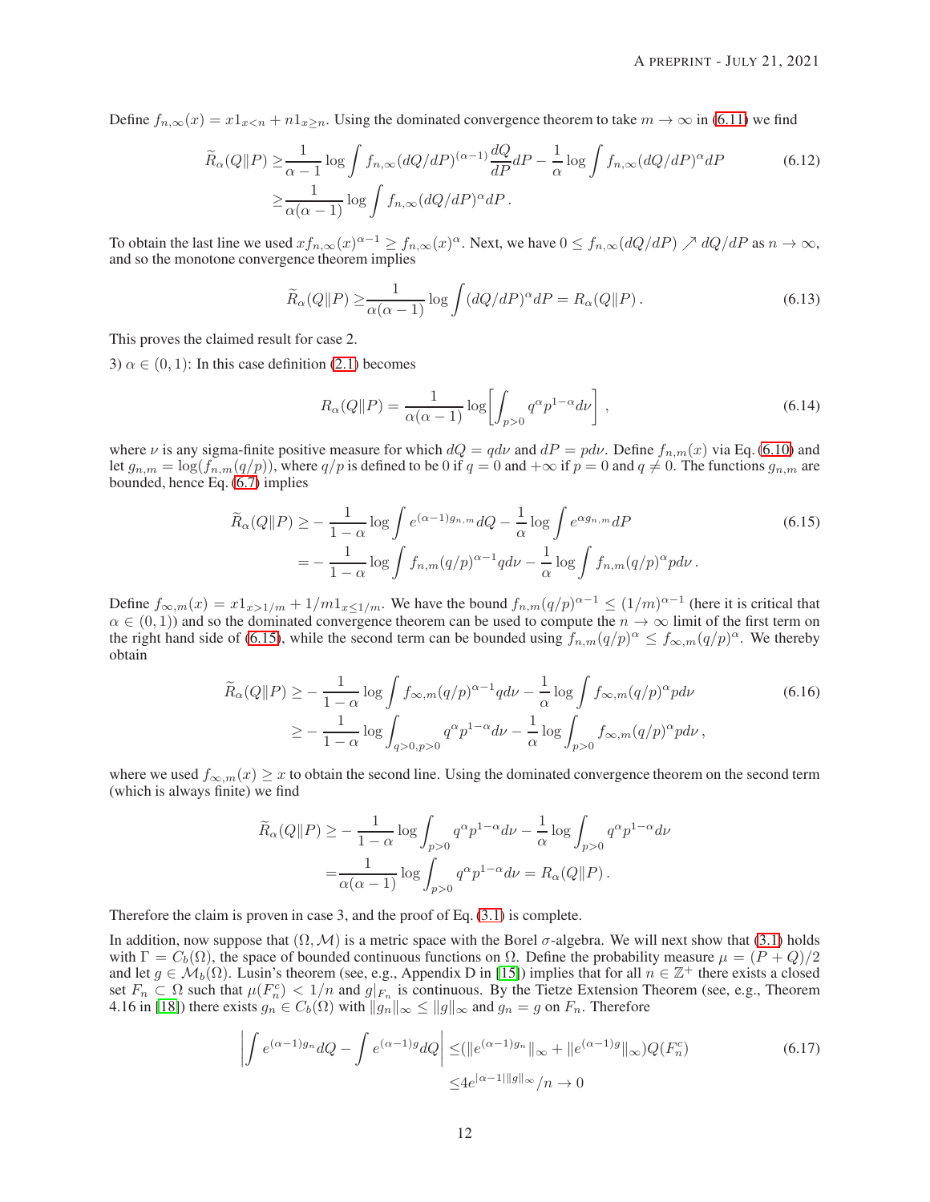Define $f_{n,\infty}(x) = x1_{x<n} + n1_{x\geq n}$. Using the dominated convergence theorem to take $m \to \infty$ in (6.11) we find

$$
\begin{aligned}
\widetilde{R}_\alpha(Q\|P) \geq& \frac{1}{\alpha-1}\log\int f_{n,\infty}(dQ/dP)^{(\alpha-1)}\frac{dQ}{dP}dP - \frac{1}{\alpha}\log\int f_{n,\infty}(dQ/dP)^{\alpha}dP \\
\geq& \frac{1}{\alpha(\alpha-1)}\log\int f_{n,\infty}(dQ/dP)^{\alpha}dP\,.
\end{aligned}
\tag{6.12}
$$

To obtain the last line we used $xf_{n,\infty}(x)^{\alpha-1} \geq f_{n,\infty}(x)^{\alpha}$. Next, we have $0 \leq f_{n,\infty}(dQ/dP) \nearrow dQ/dP$ as $n \to \infty$, and so the monotone convergence theorem implies

$$
\widetilde{R}_\alpha(Q\|P) \geq \frac{1}{\alpha(\alpha-1)}\log\int (dQ/dP)^{\alpha}dP = R_\alpha(Q\|P)\,. \tag{6.13}
$$

This proves the claimed result for case 2.

3) $\alpha \in (0,1)$: In this case definition (2.1) becomes

$$
R_\alpha(Q\|P) = \frac{1}{\alpha(\alpha-1)}\log\left[\int_{p>0} q^{\alpha}p^{1-\alpha}d\nu\right]\,, \tag{6.14}
$$

where $\nu$ is any sigma-finite positive measure for which $dQ = qd\nu$ and $dP = pd\nu$. Define $f_{n,m}(x)$ via Eq. (6.10) and let $g_{n,m} = \log(f_{n,m}(q/p))$, where $q/p$ is defined to be 0 if $q = 0$ and $+\infty$ if $p = 0$ and $q \neq 0$. The functions $g_{n,m}$ are bounded, hence Eq. (6.7) implies

$$
\begin{aligned}
\widetilde{R}_\alpha(Q\|P) \geq& -\frac{1}{1-\alpha}\log\int e^{(\alpha-1)g_{n,m}}dQ - \frac{1}{\alpha}\log\int e^{\alpha g_{n,m}}dP \\
=& -\frac{1}{1-\alpha}\log\int f_{n,m}(q/p)^{\alpha-1}qd\nu - \frac{1}{\alpha}\log\int f_{n,m}(q/p)^{\alpha}pd\nu\,.
\end{aligned}
\tag{6.15}
$$

Define $f_{\infty,m}(x) = x1_{x>1/m} + 1/m1_{x\leq 1/m}$. We have the bound $f_{n,m}(q/p)^{\alpha-1} \leq (1/m)^{\alpha-1}$ (here it is critical that $\alpha \in (0,1)$) and so the dominated convergence theorem can be used to compute the $n \to \infty$ limit of the first term on the right hand side of (6.15), while the second term can be bounded using $f_{n,m}(q/p)^{\alpha} \leq f_{\infty,m}(q/p)^{\alpha}$. We thereby obtain

$$
\begin{aligned}
\widetilde{R}_\alpha(Q\|P) \geq& -\frac{1}{1-\alpha}\log\int f_{\infty,m}(q/p)^{\alpha-1}qd\nu - \frac{1}{\alpha}\log\int f_{\infty,m}(q/p)^{\alpha}pd\nu \\
\geq& -\frac{1}{1-\alpha}\log\int_{q>0,p>0} q^{\alpha}p^{1-\alpha}d\nu - \frac{1}{\alpha}\log\int_{p>0} f_{\infty,m}(q/p)^{\alpha}pd\nu\,,
\end{aligned}
\tag{6.16}
$$

where we used $f_{\infty,m}(x) \geq x$ to obtain the second line. Using the dominated convergence theorem on the second term (which is always finite) we find

$$
\begin{aligned}
\widetilde{R}_\alpha(Q\|P) \geq& -\frac{1}{1-\alpha}\log\int_{p>0} q^{\alpha}p^{1-\alpha}d\nu - \frac{1}{\alpha}\log\int_{p>0} q^{\alpha}p^{1-\alpha}d\nu \\
=& \frac{1}{\alpha(\alpha-1)}\log\int_{p>0} q^{\alpha}p^{1-\alpha}d\nu = R_\alpha(Q\|P)\,.
\end{aligned}
$$

Therefore the claim is proven in case 3, and the proof of Eq. (3.1) is complete.

In addition, now suppose that $(\Omega, \mathcal{M})$ is a metric space with the Borel $\sigma$-algebra. We will next show that (3.1) holds with $\Gamma = C_b(\Omega)$, the space of bounded continuous functions on $\Omega$. Define the probability measure $\mu = (P+Q)/2$ and let $g \in \mathcal{M}_b(\Omega)$. Lusin's theorem (see, e.g., Appendix D in [15]) implies that for all $n \in \mathbb{Z}^+$ there exists a closed set $F_n \subset \Omega$ such that $\mu(F_n^c) < 1/n$ and $g|_{F_n}$ is continuous. By the Tietze Extension Theorem (see, e.g., Theorem 4.16 in [18]) there exists $g_n \in C_b(\Omega)$ with $\|g_n\|_\infty \leq \|g\|_\infty$ and $g_n = g$ on $F_n$. Therefore

$$
\begin{aligned}
\left|\int e^{(\alpha-1)g_n}dQ - \int e^{(\alpha-1)g}dQ\right| \leq& (\|e^{(\alpha-1)g_n}\|_\infty + \|e^{(\alpha-1)g}\|_\infty)Q(F_n^c) \\
\leq& 4e^{|\alpha-1|\|g\|_\infty}/n \to 0
\end{aligned}
\tag{6.17}
$$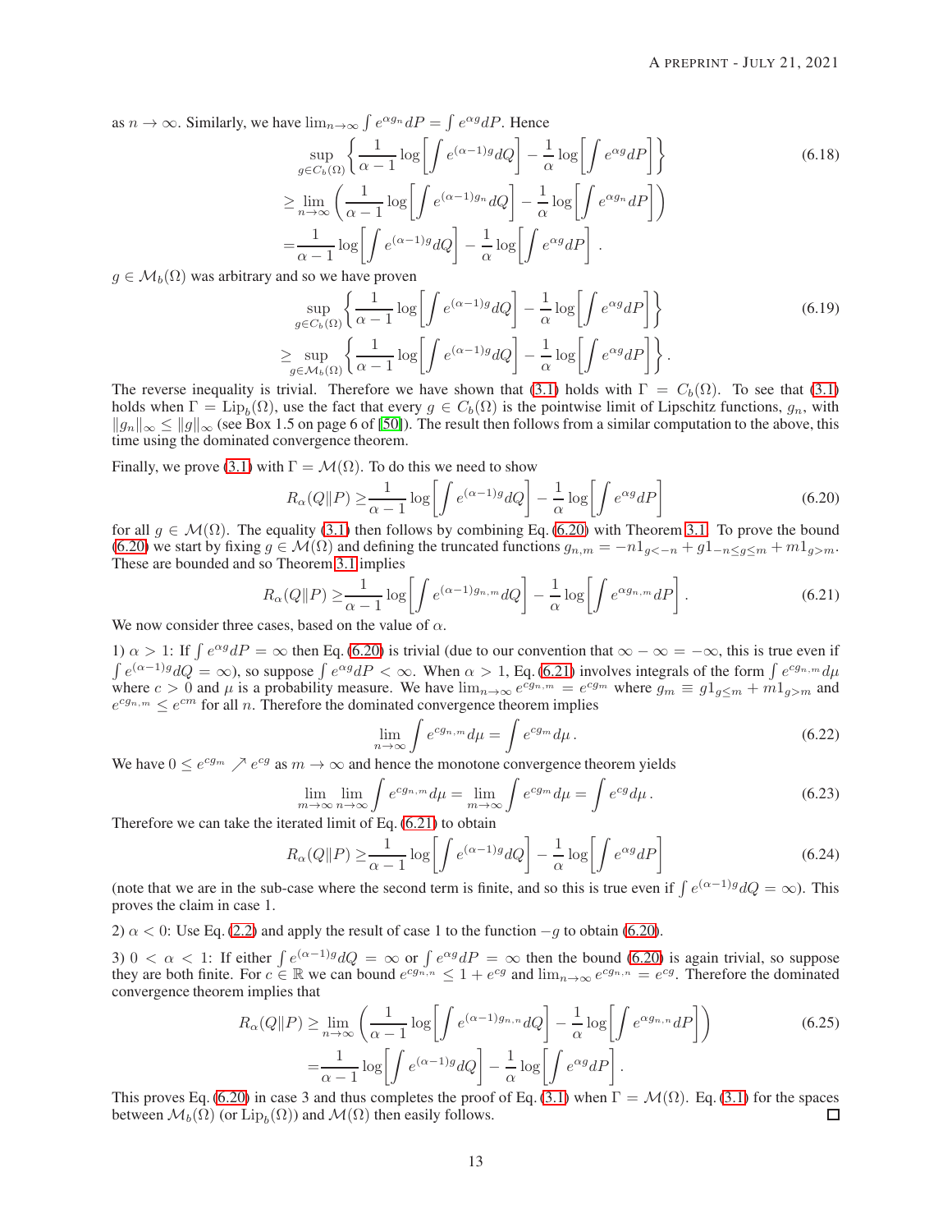as $n \to \infty$. Similarly, we have $\lim_{n\to\infty} \int e^{\alpha g_n} dP = \int e^{\alpha g} dP$. Hence

$$
\begin{aligned}
&\sup_{g\in C_b(\Omega)} \left\{ \frac{1}{\alpha-1} \log\left[\int e^{(\alpha-1)g} dQ\right] - \frac{1}{\alpha}\log\left[\int e^{\alpha g} dP\right]\right\} \\
\geq &\lim_{n\to\infty} \left( \frac{1}{\alpha-1} \log\left[\int e^{(\alpha-1)g_n} dQ\right] - \frac{1}{\alpha}\log\left[\int e^{\alpha g_n} dP\right]\right) \\
= &\frac{1}{\alpha-1} \log\left[\int e^{(\alpha-1)g} dQ\right] - \frac{1}{\alpha}\log\left[\int e^{\alpha g} dP\right].
\end{aligned} \tag{6.18}
$$

$g \in \mathcal{M}_b(\Omega)$ was arbitrary and so we have proven

$$
\begin{aligned}
&\sup_{g\in C_b(\Omega)} \left\{ \frac{1}{\alpha-1} \log\left[\int e^{(\alpha-1)g} dQ\right] - \frac{1}{\alpha}\log\left[\int e^{\alpha g} dP\right]\right\} \\
\geq &\sup_{g\in \mathcal{M}_b(\Omega)} \left\{ \frac{1}{\alpha-1} \log\left[\int e^{(\alpha-1)g} dQ\right] - \frac{1}{\alpha}\log\left[\int e^{\alpha g} dP\right]\right\}.
\end{aligned} \tag{6.19}
$$

The reverse inequality is trivial. Therefore we have shown that (3.1) holds with $\Gamma = C_b(\Omega)$. To see that (3.1) holds when $\Gamma = \mathrm{Lip}_b(\Omega)$, use the fact that every $g \in C_b(\Omega)$ is the pointwise limit of Lipschitz functions, $g_n$, with $\|g_n\|_\infty \leq \|g\|_\infty$ (see Box 1.5 on page 6 of [50]). The result then follows from a similar computation to the above, this time using the dominated convergence theorem.

Finally, we prove (3.1) with $\Gamma = \mathcal{M}(\Omega)$. To do this we need to show

$$
R_\alpha(Q\|P) \geq \frac{1}{\alpha-1} \log\left[\int e^{(\alpha-1)g} dQ\right] - \frac{1}{\alpha}\log\left[\int e^{\alpha g} dP\right] \tag{6.20}
$$

for all $g \in \mathcal{M}(\Omega)$. The equality (3.1) then follows by combining Eq. (6.20) with Theorem 3.1. To prove the bound (6.20) we start by fixing $g \in \mathcal{M}(\Omega)$ and defining the truncated functions $g_{n,m} = -n1_{g<-n} + g1_{-n\leq g\leq m} + m1_{g>m}$. These are bounded and so Theorem 3.1 implies

$$
R_\alpha(Q\|P) \geq \frac{1}{\alpha-1} \log\left[\int e^{(\alpha-1)g_{n,m}} dQ\right] - \frac{1}{\alpha}\log\left[\int e^{\alpha g_{n,m}} dP\right]. \tag{6.21}
$$

We now consider three cases, based on the value of $\alpha$.

1) $\alpha > 1$: If $\int e^{\alpha g} dP = \infty$ then Eq. (6.20) is trivial (due to our convention that $\infty - \infty = -\infty$, this is true even if $\int e^{(\alpha-1)g} dQ = \infty$), so suppose $\int e^{\alpha g} dP < \infty$. When $\alpha > 1$, Eq. (6.21) involves integrals of the form $\int e^{cg_{n,m}} d\mu$ where $c > 0$ and $\mu$ is a probability measure. We have $\lim_{n\to\infty} e^{cg_{n,m}} = e^{cg_m}$ where $g_m \equiv g1_{g\leq m} + m1_{g>m}$ and $e^{cg_{n,m}} \leq e^{cm}$ for all $n$. Therefore the dominated convergence theorem implies

$$
\lim_{n\to\infty} \int e^{cg_{n,m}} d\mu = \int e^{cg_m} d\mu. \tag{6.22}
$$

We have $0 \leq e^{cg_m} \nearrow e^{cg}$ as $m \to \infty$ and hence the monotone convergence theorem yields

$$
\lim_{m\to\infty} \lim_{n\to\infty} \int e^{cg_{n,m}} d\mu = \lim_{m\to\infty} \int e^{cg_m} d\mu = \int e^{cg} d\mu. \tag{6.23}
$$

Therefore we can take the iterated limit of Eq. (6.21) to obtain

$$
R_\alpha(Q\|P) \geq \frac{1}{\alpha-1} \log\left[\int e^{(\alpha-1)g} dQ\right] - \frac{1}{\alpha}\log\left[\int e^{\alpha g} dP\right] \tag{6.24}
$$

(note that we are in the sub-case where the second term is finite, and so this is true even if $\int e^{(\alpha-1)g} dQ = \infty$). This proves the claim in case 1.

2) $\alpha < 0$: Use Eq. (2.2) and apply the result of case 1 to the function $-g$ to obtain (6.20).

3) $0 < \alpha < 1$: If either $\int e^{(\alpha-1)g} dQ = \infty$ or $\int e^{\alpha g} dP = \infty$ then the bound (6.20) is again trivial, so suppose they are both finite. For $c \in \mathbb{R}$ we can bound $e^{cg_{n,n}} \leq 1 + e^{cg}$ and $\lim_{n\to\infty} e^{cg_{n,n}} = e^{cg}$. Therefore the dominated convergence theorem implies that

$$
\begin{aligned}
R_\alpha(Q\|P) \geq &\lim_{n\to\infty} \left( \frac{1}{\alpha-1} \log\left[\int e^{(\alpha-1)g_{n,n}} dQ\right] - \frac{1}{\alpha}\log\left[\int e^{\alpha g_{n,n}} dP\right]\right) \\
= &\frac{1}{\alpha-1} \log\left[\int e^{(\alpha-1)g} dQ\right] - \frac{1}{\alpha}\log\left[\int e^{\alpha g} dP\right].
\end{aligned} \tag{6.25}
$$

This proves Eq. (6.20) in case 3 and thus completes the proof of Eq. (3.1) when $\Gamma = \mathcal{M}(\Omega)$. Eq. (3.1) for the spaces between $\mathcal{M}_b(\Omega)$ (or $\mathrm{Lip}_b(\Omega)$) and $\mathcal{M}(\Omega)$ then easily follows. ☐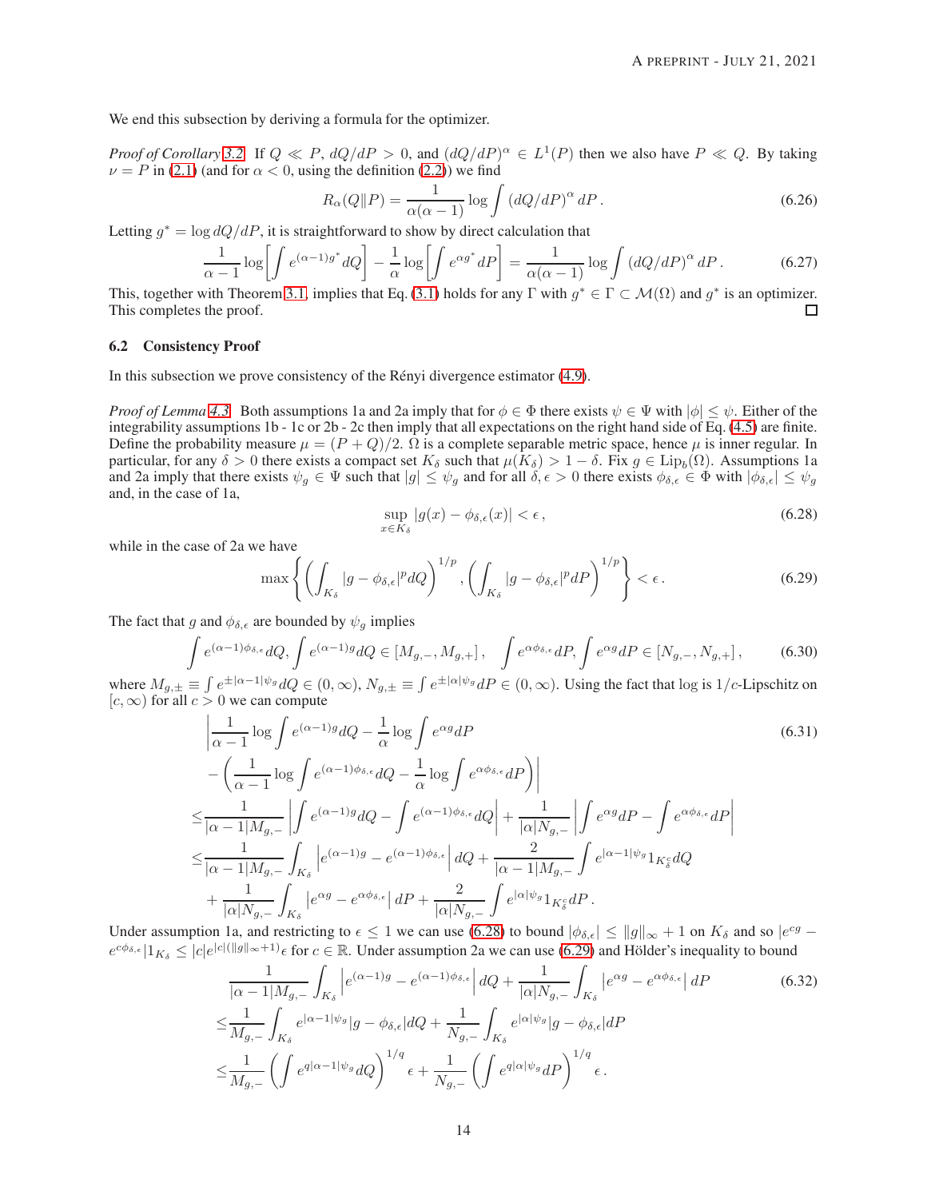We end this subsection by deriving a formula for the optimizer.

*Proof of Corollary 3.2.* If $Q \ll P$, $dQ/dP > 0$, and $(dQ/dP)^\alpha \in L^1(P)$ then we also have $P \ll Q$. By taking $\nu = P$ in (2.1) (and for $\alpha < 0$, using the definition (2.2)) we find

$$R_\alpha(Q\|P) = \frac{1}{\alpha(\alpha-1)} \log \int (dQ/dP)^\alpha \, dP \,. \tag{6.26}$$

Letting $g^* = \log dQ/dP$, it is straightforward to show by direct calculation that

$$\frac{1}{\alpha-1}\log\left[\int e^{(\alpha-1)g^*}dQ\right] - \frac{1}{\alpha}\log\left[\int e^{\alpha g^*}dP\right] = \frac{1}{\alpha(\alpha-1)}\log\int (dQ/dP)^\alpha \, dP \,. \tag{6.27}$$

This, together with Theorem 3.1, implies that Eq. (3.1) holds for any $\Gamma$ with $g^* \in \Gamma \subset \mathcal{M}(\Omega)$ and $g^*$ is an optimizer. This completes the proof. $\square$

### 6.2 Consistency Proof

In this subsection we prove consistency of the Rényi divergence estimator (4.9).

*Proof of Lemma 4.3.* Both assumptions 1a and 2a imply that for $\phi \in \Phi$ there exists $\psi \in \Psi$ with $|\phi| \leq \psi$. Either of the integrability assumptions 1b - 1c or 2b - 2c then imply that all expectations on the right hand side of Eq. (4.5) are finite. Define the probability measure $\mu = (P+Q)/2$. $\Omega$ is a complete separable metric space, hence $\mu$ is inner regular. In particular, for any $\delta > 0$ there exists a compact set $K_\delta$ such that $\mu(K_\delta) > 1 - \delta$. Fix $g \in \text{Lip}_b(\Omega)$. Assumptions 1a and 2a imply that there exists $\psi_g \in \Psi$ such that $|g| \leq \psi_g$ and for all $\delta, \epsilon > 0$ there exists $\phi_{\delta,\epsilon} \in \Phi$ with $|\phi_{\delta,\epsilon}| \leq \psi_g$ and, in the case of 1a,

$$\sup_{x \in K_\delta} |g(x) - \phi_{\delta,\epsilon}(x)| < \epsilon \,, \tag{6.28}$$

while in the case of 2a we have

$$\max\left\{\left(\int_{K_\delta} |g - \phi_{\delta,\epsilon}|^p dQ\right)^{1/p}, \left(\int_{K_\delta} |g - \phi_{\delta,\epsilon}|^p dP\right)^{1/p}\right\} < \epsilon \,. \tag{6.29}$$

The fact that $g$ and $\phi_{\delta,\epsilon}$ are bounded by $\psi_g$ implies

$$\int e^{(\alpha-1)\phi_{\delta,\epsilon}}dQ, \int e^{(\alpha-1)g}dQ \in [M_{g,-}, M_{g,+}] \,, \quad \int e^{\alpha\phi_{\delta,\epsilon}}dP, \int e^{\alpha g}dP \in [N_{g,-}, N_{g,+}] \,, \tag{6.30}$$

where $M_{g,\pm} \equiv \int e^{\pm|\alpha-1|\psi_g}dQ \in (0,\infty)$, $N_{g,\pm} \equiv \int e^{\pm|\alpha|\psi_g}dP \in (0,\infty)$. Using the fact that $\log$ is $1/c$-Lipschitz on $[c,\infty)$ for all $c > 0$ we can compute

$$\begin{aligned}
&\left|\frac{1}{\alpha-1}\log\int e^{(\alpha-1)g}dQ - \frac{1}{\alpha}\log\int e^{\alpha g}dP \right. \\
&\left. - \left(\frac{1}{\alpha-1}\log\int e^{(\alpha-1)\phi_{\delta,\epsilon}}dQ - \frac{1}{\alpha}\log\int e^{\alpha\phi_{\delta,\epsilon}}dP\right)\right| \\
\leq& \frac{1}{|\alpha-1|M_{g,-}}\left|\int e^{(\alpha-1)g}dQ - \int e^{(\alpha-1)\phi_{\delta,\epsilon}}dQ\right| + \frac{1}{|\alpha|N_{g,-}}\left|\int e^{\alpha g}dP - \int e^{\alpha\phi_{\delta,\epsilon}}dP\right| \\
\leq& \frac{1}{|\alpha-1|M_{g,-}}\int_{K_\delta}\left|e^{(\alpha-1)g} - e^{(\alpha-1)\phi_{\delta,\epsilon}}\right|dQ + \frac{2}{|\alpha-1|M_{g,-}}\int e^{|\alpha-1|\psi_g}1_{K_\delta^c}dQ \\
&+ \frac{1}{|\alpha|N_{g,-}}\int_{K_\delta}\left|e^{\alpha g} - e^{\alpha\phi_{\delta,\epsilon}}\right|dP + \frac{2}{|\alpha|N_{g,-}}\int e^{|\alpha|\psi_g}1_{K_\delta^c}dP \,.
\end{aligned} \tag{6.31}$$

Under assumption 1a, and restricting to $\epsilon \leq 1$ we can use (6.28) to bound $|\phi_{\delta,\epsilon}| \leq \|g\|_\infty + 1$ on $K_\delta$ and so $|e^{cg} - e^{c\phi_{\delta,\epsilon}}|1_{K_\delta} \leq |c|e^{|c|(\|g\|_\infty+1)}\epsilon$ for $c \in \mathbb{R}$. Under assumption 2a we can use (6.29) and Hölder's inequality to bound

$$\begin{aligned}
&\frac{1}{|\alpha-1|M_{g,-}}\int_{K_\delta}\left|e^{(\alpha-1)g} - e^{(\alpha-1)\phi_{\delta,\epsilon}}\right|dQ + \frac{1}{|\alpha|N_{g,-}}\int_{K_\delta}\left|e^{\alpha g} - e^{\alpha\phi_{\delta,\epsilon}}\right|dP \\
\leq& \frac{1}{M_{g,-}}\int_{K_\delta} e^{|\alpha-1|\psi_g}|g - \phi_{\delta,\epsilon}|dQ + \frac{1}{N_{g,-}}\int_{K_\delta} e^{|\alpha|\psi_g}|g - \phi_{\delta,\epsilon}|dP \\
\leq& \frac{1}{M_{g,-}}\left(\int e^{q|\alpha-1|\psi_g}dQ\right)^{1/q}\epsilon + \frac{1}{N_{g,-}}\left(\int e^{q|\alpha|\psi_g}dP\right)^{1/q}\epsilon \,.
\end{aligned} \tag{6.32}$$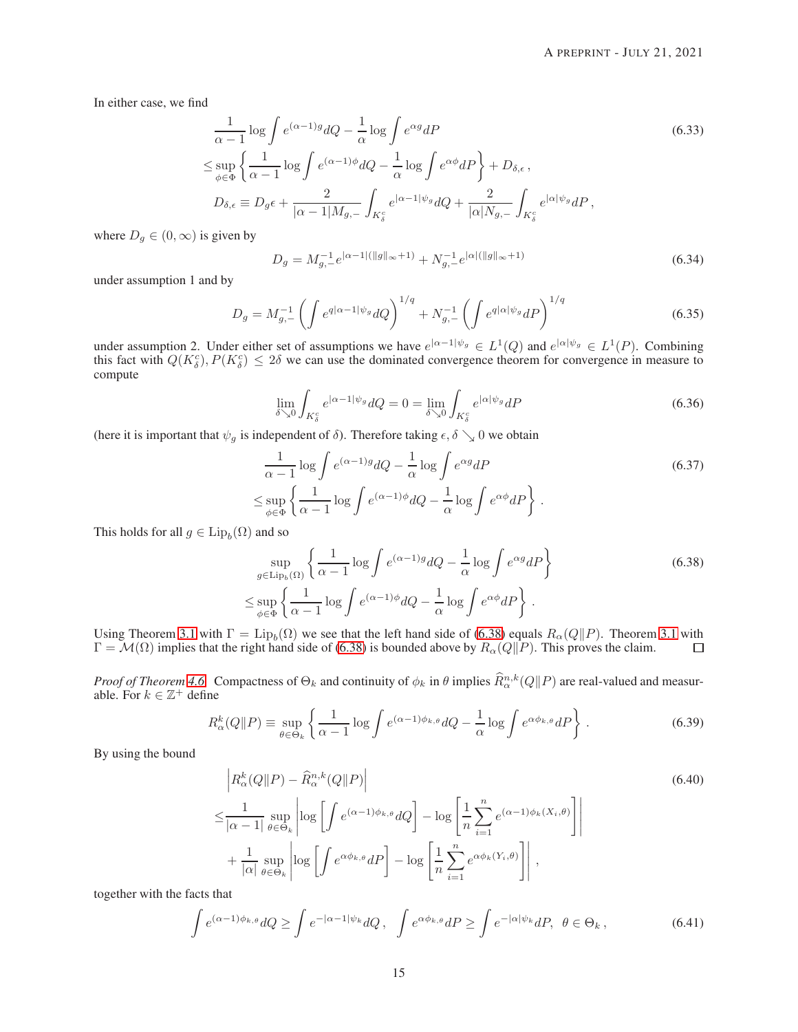In either case, we find

$$
\begin{aligned}
&\frac{1}{\alpha-1}\log\int e^{(\alpha-1)g}dQ-\frac{1}{\alpha}\log\int e^{\alpha g}dP \\
\leq &\sup_{\phi\in\Phi}\left\{\frac{1}{\alpha-1}\log\int e^{(\alpha-1)\phi}dQ-\frac{1}{\alpha}\log\int e^{\alpha\phi}dP\right\}+D_{\delta,\epsilon}\,, \\
&D_{\delta,\epsilon}\equiv D_g\epsilon+\frac{2}{|\alpha-1|M_{g,-}}\int_{K_\delta^c}e^{|\alpha-1|\psi_g}dQ+\frac{2}{|\alpha|N_{g,-}}\int_{K_\delta^c}e^{|\alpha|\psi_g}dP\,,
\end{aligned}
\tag{6.33}
$$

where $D_g\in(0,\infty)$ is given by

$$
D_g=M_{g,-}^{-1}e^{|\alpha-1|(\|g\|_\infty+1)}+N_{g,-}^{-1}e^{|\alpha|(\|g\|_\infty+1)}
\tag{6.34}
$$

under assumption 1 and by

$$
D_g=M_{g,-}^{-1}\left(\int e^{q|\alpha-1|\psi_g}dQ\right)^{1/q}+N_{g,-}^{-1}\left(\int e^{q|\alpha|\psi_g}dP\right)^{1/q}
\tag{6.35}
$$

under assumption 2. Under either set of assumptions we have $e^{|\alpha-1|\psi_g}\in L^1(Q)$ and $e^{|\alpha|\psi_g}\in L^1(P)$. Combining this fact with $Q(K_\delta^c),P(K_\delta^c)\leq 2\delta$ we can use the dominated convergence theorem for convergence in measure to compute

$$
\lim_{\delta\searrow 0}\int_{K_\delta^c}e^{|\alpha-1|\psi_g}dQ=0=\lim_{\delta\searrow 0}\int_{K_\delta^c}e^{|\alpha|\psi_g}dP
\tag{6.36}
$$

(here it is important that $\psi_g$ is independent of $\delta$). Therefore taking $\epsilon,\delta\searrow 0$ we obtain

$$
\begin{aligned}
&\frac{1}{\alpha-1}\log\int e^{(\alpha-1)g}dQ-\frac{1}{\alpha}\log\int e^{\alpha g}dP \\
\leq &\sup_{\phi\in\Phi}\left\{\frac{1}{\alpha-1}\log\int e^{(\alpha-1)\phi}dQ-\frac{1}{\alpha}\log\int e^{\alpha\phi}dP\right\}.
\end{aligned}
\tag{6.37}
$$

This holds for all $g\in \mathrm{Lip}_b(\Omega)$ and so

$$
\begin{aligned}
&\sup_{g\in\mathrm{Lip}_b(\Omega)}\left\{\frac{1}{\alpha-1}\log\int e^{(\alpha-1)g}dQ-\frac{1}{\alpha}\log\int e^{\alpha g}dP\right\} \\
\leq &\sup_{\phi\in\Phi}\left\{\frac{1}{\alpha-1}\log\int e^{(\alpha-1)\phi}dQ-\frac{1}{\alpha}\log\int e^{\alpha\phi}dP\right\}.
\end{aligned}
\tag{6.38}
$$

Using Theorem 3.1 with $\Gamma=\mathrm{Lip}_b(\Omega)$ we see that the left hand side of (6.38) equals $R_\alpha(Q\|P)$. Theorem 3.1 with $\Gamma=\mathcal{M}(\Omega)$ implies that the right hand side of (6.38) is bounded above by $R_\alpha(Q\|P)$. This proves the claim. ∎

*Proof of Theorem 4.6.* Compactness of $\Theta_k$ and continuity of $\phi_k$ in $\theta$ implies $\widehat{R}_\alpha^{n,k}(Q\|P)$ are real-valued and measurable. For $k\in\mathbb{Z}^+$ define

$$
R_\alpha^k(Q\|P)\equiv\sup_{\theta\in\Theta_k}\left\{\frac{1}{\alpha-1}\log\int e^{(\alpha-1)\phi_{k,\theta}}dQ-\frac{1}{\alpha}\log\int e^{\alpha\phi_{k,\theta}}dP\right\}.
\tag{6.39}
$$

By using the bound

$$
\begin{aligned}
&\left|R_\alpha^k(Q\|P)-\widehat{R}_\alpha^{n,k}(Q\|P)\right| \\
\leq &\frac{1}{|\alpha-1|}\sup_{\theta\in\Theta_k}\left|\log\left[\int e^{(\alpha-1)\phi_{k,\theta}}dQ\right]-\log\left[\frac{1}{n}\sum_{i=1}^n e^{(\alpha-1)\phi_k(X_i,\theta)}\right]\right| \\
&+\frac{1}{|\alpha|}\sup_{\theta\in\Theta_k}\left|\log\left[\int e^{\alpha\phi_{k,\theta}}dP\right]-\log\left[\frac{1}{n}\sum_{i=1}^n e^{\alpha\phi_k(Y_i,\theta)}\right]\right|,
\end{aligned}
\tag{6.40}
$$

together with the facts that

$$
\int e^{(\alpha-1)\phi_{k,\theta}}dQ\geq\int e^{-|\alpha-1|\psi_k}dQ\,,\quad \int e^{\alpha\phi_{k,\theta}}dP\geq\int e^{-|\alpha|\psi_k}dP,\;\;\theta\in\Theta_k\,,
\tag{6.41}
$$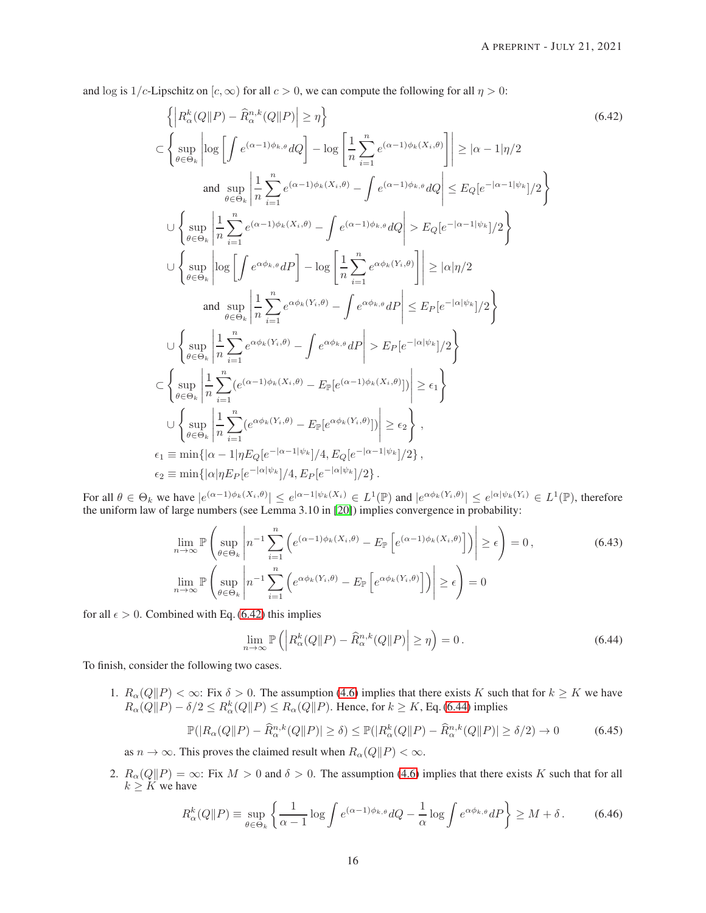and log is $1/c$-Lipschitz on $[c, \infty)$ for all $c > 0$, we can compute the following for all $\eta > 0$:

$$
\begin{aligned}
&\left\{\left|R_\alpha^k(Q\|P) - \widehat{R}_\alpha^{n,k}(Q\|P)\right| \geq \eta\right\} \quad (6.42)\\
\subset &\left\{\sup_{\theta\in\Theta_k}\left|\log\left[\int e^{(\alpha-1)\phi_{k,\theta}}dQ\right] - \log\left[\frac{1}{n}\sum_{i=1}^n e^{(\alpha-1)\phi_k(X_i,\theta)}\right]\right| \geq |\alpha-1|\eta/2\right.\\
&\left.\quad\text{and } \sup_{\theta\in\Theta_k}\left|\frac{1}{n}\sum_{i=1}^n e^{(\alpha-1)\phi_k(X_i,\theta)} - \int e^{(\alpha-1)\phi_{k,\theta}}dQ\right| \leq E_Q[e^{-|\alpha-1|\psi_k}]/2\right\}\\
\cup &\left\{\sup_{\theta\in\Theta_k}\left|\frac{1}{n}\sum_{i=1}^n e^{(\alpha-1)\phi_k(X_i,\theta)} - \int e^{(\alpha-1)\phi_{k,\theta}}dQ\right| > E_Q[e^{-|\alpha-1|\psi_k}]/2\right\}\\
\cup &\left\{\sup_{\theta\in\Theta_k}\left|\log\left[\int e^{\alpha\phi_{k,\theta}}dP\right] - \log\left[\frac{1}{n}\sum_{i=1}^n e^{\alpha\phi_k(Y_i,\theta)}\right]\right| \geq |\alpha|\eta/2\right.\\
&\left.\quad\text{and } \sup_{\theta\in\Theta_k}\left|\frac{1}{n}\sum_{i=1}^n e^{\alpha\phi_k(Y_i,\theta)} - \int e^{\alpha\phi_{k,\theta}}dP\right| \leq E_P[e^{-|\alpha|\psi_k}]/2\right\}\\
\cup &\left\{\sup_{\theta\in\Theta_k}\left|\frac{1}{n}\sum_{i=1}^n e^{\alpha\phi_k(Y_i,\theta)} - \int e^{\alpha\phi_{k,\theta}}dP\right| > E_P[e^{-|\alpha|\psi_k}]/2\right\}\\
\subset &\left\{\sup_{\theta\in\Theta_k}\left|\frac{1}{n}\sum_{i=1}^n (e^{(\alpha-1)\phi_k(X_i,\theta)} - E_{\mathbb{P}}[e^{(\alpha-1)\phi_k(X_i,\theta)}])\right| \geq \epsilon_1\right\}\\
\cup &\left\{\sup_{\theta\in\Theta_k}\left|\frac{1}{n}\sum_{i=1}^n (e^{\alpha\phi_k(Y_i,\theta)} - E_{\mathbb{P}}[e^{\alpha\phi_k(Y_i,\theta)}])\right| \geq \epsilon_2\right\},\\
&\epsilon_1 \equiv \min\{|\alpha-1|\eta E_Q[e^{-|\alpha-1|\psi_k}]/4, E_Q[e^{-|\alpha-1|\psi_k}]/2\},\\
&\epsilon_2 \equiv \min\{|\alpha|\eta E_P[e^{-|\alpha|\psi_k}]/4, E_P[e^{-|\alpha|\psi_k}]/2\}.
\end{aligned}
$$

For all $\theta \in \Theta_k$ we have $|e^{(\alpha-1)\phi_k(X_i,\theta)}| \leq e^{|\alpha-1|\psi_k(X_i)} \in L^1(\mathbb{P})$ and $|e^{\alpha\phi_k(Y_i,\theta)}| \leq e^{|\alpha|\psi_k(Y_i)} \in L^1(\mathbb{P})$, therefore the uniform law of large numbers (see Lemma 3.10 in [20]) implies convergence in probability:

$$
\begin{aligned}
&\lim_{n\to\infty}\mathbb{P}\left(\sup_{\theta\in\Theta_k}\left|n^{-1}\sum_{i=1}^n\left(e^{(\alpha-1)\phi_k(X_i,\theta)} - E_{\mathbb{P}}\left[e^{(\alpha-1)\phi_k(X_i,\theta)}\right]\right)\right| \geq \epsilon\right) = 0, \quad (6.43)\\
&\lim_{n\to\infty}\mathbb{P}\left(\sup_{\theta\in\Theta_k}\left|n^{-1}\sum_{i=1}^n\left(e^{\alpha\phi_k(Y_i,\theta)} - E_{\mathbb{P}}\left[e^{\alpha\phi_k(Y_i,\theta)}\right]\right)\right| \geq \epsilon\right) = 0
\end{aligned}
$$

for all $\epsilon > 0$. Combined with Eq. (6.42) this implies

$$
\lim_{n\to\infty}\mathbb{P}\left(\left|R_\alpha^k(Q\|P) - \widehat{R}_\alpha^{n,k}(Q\|P)\right| \geq \eta\right) = 0. \quad (6.44)
$$

To finish, consider the following two cases.

1. $R_\alpha(Q\|P) < \infty$: Fix $\delta > 0$. The assumption (4.6) implies that there exists $K$ such that for $k \geq K$ we have $R_\alpha(Q\|P) - \delta/2 \leq R_\alpha^k(Q\|P) \leq R_\alpha(Q\|P)$. Hence, for $k \geq K$, Eq. (6.44) implies

$$
\mathbb{P}(|R_\alpha(Q\|P) - \widehat{R}_\alpha^{n,k}(Q\|P)| \geq \delta) \leq \mathbb{P}(|R_\alpha^k(Q\|P) - \widehat{R}_\alpha^{n,k}(Q\|P)| \geq \delta/2) \to 0 \quad (6.45)
$$

as $n \to \infty$. This proves the claimed result when $R_\alpha(Q\|P) < \infty$.

2. $R_\alpha(Q\|P) = \infty$: Fix $M > 0$ and $\delta > 0$. The assumption (4.6) implies that there exists $K$ such that for all $k \geq K$ we have

$$
R_\alpha^k(Q\|P) \equiv \sup_{\theta\in\Theta_k}\left\{\frac{1}{\alpha-1}\log\int e^{(\alpha-1)\phi_{k,\theta}}dQ - \frac{1}{\alpha}\log\int e^{\alpha\phi_{k,\theta}}dP\right\} \geq M + \delta. \quad (6.46)
$$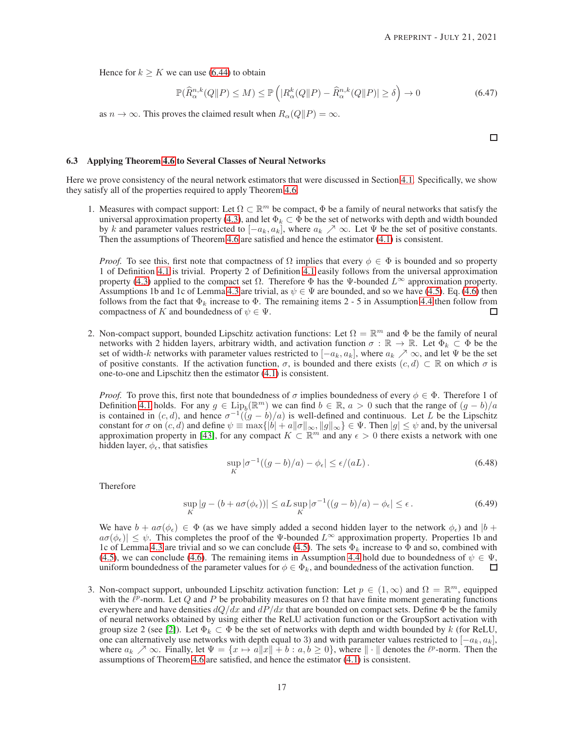Hence for $k \geq K$ we can use (6.44) to obtain

$$\mathbb{P}(\widehat{R}_{\alpha}^{n,k}(Q\|P) \leq M) \leq \mathbb{P}\left(|R_{\alpha}^{k}(Q\|P) - \widehat{R}_{\alpha}^{n,k}(Q\|P)| \geq \delta\right) \to 0 \tag{6.47}$$

as $n \to \infty$. This proves the claimed result when $R_{\alpha}(Q\|P) = \infty$.

□

### 6.3 Applying Theorem 4.6 to Several Classes of Neural Networks

Here we prove consistency of the neural network estimators that were discussed in Section 4.1. Specifically, we show they satisfy all of the properties required to apply Theorem 4.6.

1. Measures with compact support: Let $\Omega \subset \mathbb{R}^m$ be compact, $\Phi$ be a family of neural networks that satisfy the universal approximation property (4.3), and let $\Phi_k \subset \Phi$ be the set of networks with depth and width bounded by $k$ and parameter values restricted to $[-a_k, a_k]$, where $a_k \nearrow \infty$. Let $\Psi$ be the set of positive constants. Then the assumptions of Theorem 4.6 are satisfied and hence the estimator (4.1) is consistent.

   *Proof.* To see this, first note that compactness of $\Omega$ implies that every $\phi \in \Phi$ is bounded and so property 1 of Definition 4.1 is trivial. Property 2 of Definition 4.1 easily follows from the universal approximation property (4.3) applied to the compact set $\Omega$. Therefore $\Phi$ has the $\Psi$-bounded $L^\infty$ approximation property. Assumptions 1b and 1c of Lemma 4.3 are trivial, as $\psi \in \Psi$ are bounded, and so we have (4.5). Eq. (4.6) then follows from the fact that $\Phi_k$ increase to $\Phi$. The remaining items 2 - 5 in Assumption 4.4 then follow from compactness of $K$ and boundedness of $\psi \in \Psi$. □

2. Non-compact support, bounded Lipschitz activation functions: Let $\Omega = \mathbb{R}^m$ and $\Phi$ be the family of neural networks with 2 hidden layers, arbitrary width, and activation function $\sigma : \mathbb{R} \to \mathbb{R}$. Let $\Phi_k \subset \Phi$ be the set of width-$k$ networks with parameter values restricted to $[-a_k, a_k]$, where $a_k \nearrow \infty$, and let $\Psi$ be the set of positive constants. If the activation function, $\sigma$, is bounded and there exists $(c, d) \subset \mathbb{R}$ on which $\sigma$ is one-to-one and Lipschitz then the estimator (4.1) is consistent.

   *Proof.* To prove this, first note that boundedness of $\sigma$ implies boundedness of every $\phi \in \Phi$. Therefore 1 of Definition 4.1 holds. For any $g \in \text{Lip}_b(\mathbb{R}^m)$ we can find $b \in \mathbb{R}$, $a > 0$ such that the range of $(g - b)/a$ is contained in $(c, d)$, and hence $\sigma^{-1}((g - b)/a)$ is well-defined and continuous. Let $L$ be the Lipschitz constant for $\sigma$ on $(c, d)$ and define $\psi \equiv \max\{|b| + a\|\sigma\|_\infty, \|g\|_\infty\} \in \Psi$. Then $|g| \leq \psi$ and, by the universal approximation property in [43], for any compact $K \subset \mathbb{R}^m$ and any $\epsilon > 0$ there exists a network with one hidden layer, $\phi_\epsilon$, that satisfies

   $$\sup_K |\sigma^{-1}((g - b)/a) - \phi_\epsilon| \leq \epsilon/(aL)\,. \tag{6.48}$$

   Therefore

   $$\sup_K |g - (b + a\sigma(\phi_\epsilon))| \leq aL \sup_K |\sigma^{-1}((g - b)/a) - \phi_\epsilon| \leq \epsilon\,. \tag{6.49}$$

   We have $b + a\sigma(\phi_\epsilon) \in \Phi$ (as we have simply added a second hidden layer to the network $\phi_\epsilon$) and $|b + a\sigma(\phi_\epsilon)| \leq \psi$. This completes the proof of the $\Psi$-bounded $L^\infty$ approximation property. Properties 1b and 1c of Lemma 4.3 are trivial and so we can conclude (4.5). The sets $\Phi_k$ increase to $\Phi$ and so, combined with (4.5), we can conclude (4.6). The remaining items in Assumption 4.4 hold due to boundedness of $\psi \in \Psi$, uniform boundedness of the parameter values for $\phi \in \Phi_k$, and boundedness of the activation function. □

3. Non-compact support, unbounded Lipschitz activation function: Let $p \in (1, \infty)$ and $\Omega = \mathbb{R}^m$, equipped with the $\ell^p$-norm. Let $Q$ and $P$ be probability measures on $\Omega$ that have finite moment generating functions everywhere and have densities $dQ/dx$ and $dP/dx$ that are bounded on compact sets. Define $\Phi$ be the family of neural networks obtained by using either the ReLU activation function or the GroupSort activation with group size 2 (see [2]). Let $\Phi_k \subset \Phi$ be the set of networks with depth and width bounded by $k$ (for ReLU, one can alternatively use networks with depth equal to 3) and with parameter values restricted to $[-a_k, a_k]$, where $a_k \nearrow \infty$. Finally, let $\Psi = \{x \mapsto a\|x\| + b : a, b \geq 0\}$, where $\|\cdot\|$ denotes the $\ell^p$-norm. Then the assumptions of Theorem 4.6 are satisfied, and hence the estimator (4.1) is consistent.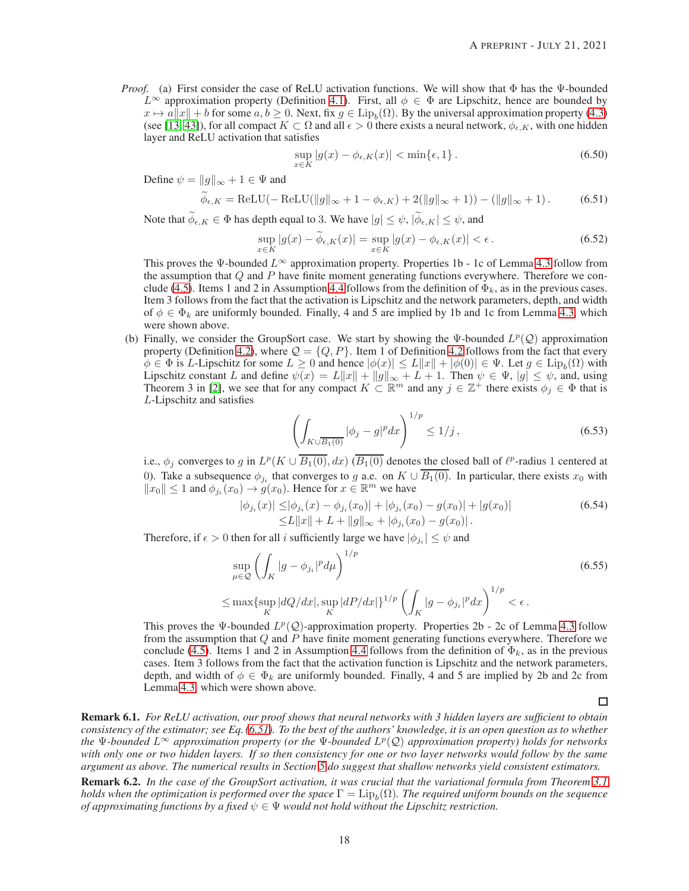*Proof.* (a) First consider the case of ReLU activation functions. We will show that $\Phi$ has the $\Psi$-bounded $L^\infty$ approximation property (Definition 4.1). First, all $\phi \in \Phi$ are Lipschitz, hence are bounded by $x \mapsto a\|x\| + b$ for some $a, b \geq 0$. Next, fix $g \in \mathrm{Lip}_b(\Omega)$. By the universal approximation property (4.3) (see [13, 43]), for all compact $K \subset \Omega$ and all $\epsilon > 0$ there exists a neural network, $\phi_{\epsilon,K}$, with one hidden layer and ReLU activation that satisfies

$$\sup_{x \in K} |g(x) - \phi_{\epsilon,K}(x)| < \min\{\epsilon, 1\}. \tag{6.50}$$

Define $\psi = \|g\|_\infty + 1 \in \Psi$ and

$$\widetilde{\phi}_{\epsilon,K} = \mathrm{ReLU}(-\mathrm{ReLU}(\|g\|_\infty + 1 - \phi_{\epsilon,K}) + 2(\|g\|_\infty + 1)) - (\|g\|_\infty + 1). \tag{6.51}$$

Note that $\widetilde{\phi}_{\epsilon,K} \in \Phi$ has depth equal to 3. We have $|g| \leq \psi$, $|\widetilde{\phi}_{\epsilon,K}| \leq \psi$, and

$$\sup_{x \in K} |g(x) - \widetilde{\phi}_{\epsilon,K}(x)| = \sup_{x \in K} |g(x) - \phi_{\epsilon,K}(x)| < \epsilon. \tag{6.52}$$

This proves the $\Psi$-bounded $L^\infty$ approximation property. Properties 1b - 1c of Lemma 4.3 follow from the assumption that $Q$ and $P$ have finite moment generating functions everywhere. Therefore we conclude (4.5). Items 1 and 2 in Assumption 4.4 follows from the definition of $\Phi_k$, as in the previous cases. Item 3 follows from the fact that the activation is Lipschitz and the network parameters, depth, and width of $\phi \in \Phi_k$ are uniformly bounded. Finally, 4 and 5 are implied by 1b and 1c from Lemma 4.3, which were shown above.

(b) Finally, we consider the GroupSort case. We start by showing the $\Psi$-bounded $L^p(\mathcal{Q})$ approximation property (Definition 4.2), where $\mathcal{Q} = \{Q, P\}$. Item 1 of Definition 4.2 follows from the fact that every $\phi \in \Phi$ is $L$-Lipschitz for some $L \geq 0$ and hence $|\phi(x)| \leq L\|x\| + |\phi(0)| \in \Psi$. Let $g \in \mathrm{Lip}_b(\Omega)$ with Lipschitz constant $L$ and define $\psi(x) = L\|x\| + \|g\|_\infty + L + 1$. Then $\psi \in \Psi$, $|g| \leq \psi$, and, using Theorem 3 in [2], we see that for any compact $K \subset \mathbb{R}^m$ and any $j \in \mathbb{Z}^+$ there exists $\phi_j \in \Phi$ that is $L$-Lipschitz and satisfies

$$\left( \int_{K \cup \overline{B_1(0)}} |\phi_j - g|^p dx \right)^{1/p} \leq 1/j, \tag{6.53}$$

i.e., $\phi_j$ converges to $g$ in $L^p(K \cup \overline{B_1(0)}, dx)$ ($\overline{B_1(0)}$ denotes the closed ball of $\ell^p$-radius 1 centered at 0). Take a subsequence $\phi_{j_i}$ that converges to $g$ a.e. on $K \cup \overline{B_1(0)}$. In particular, there exists $x_0$ with $\|x_0\| \leq 1$ and $\phi_{j_i}(x_0) \to g(x_0)$. Hence for $x \in \mathbb{R}^m$ we have

$$\begin{aligned} |\phi_{j_i}(x)| \leq& |\phi_{j_i}(x) - \phi_{j_i}(x_0)| + |\phi_{j_i}(x_0) - g(x_0)| + |g(x_0)| \\ \leq& L\|x\| + L + \|g\|_\infty + |\phi_{j_i}(x_0) - g(x_0)|. \end{aligned} \tag{6.54}$$

Therefore, if $\epsilon > 0$ then for all $i$ sufficiently large we have $|\phi_{j_i}| \leq \psi$ and

$$\begin{aligned} &\sup_{\mu \in \mathcal{Q}} \left( \int_K |g - \phi_{j_i}|^p d\mu \right)^{1/p} \\ \leq& \max\{\sup_K |dQ/dx|, \sup_K |dP/dx|\}^{1/p} \left( \int_K |g - \phi_{j_i}|^p dx \right)^{1/p} < \epsilon. \end{aligned} \tag{6.55}$$

This proves the $\Psi$-bounded $L^p(\mathcal{Q})$-approximation property. Properties 2b - 2c of Lemma 4.3 follow from the assumption that $Q$ and $P$ have finite moment generating functions everywhere. Therefore we conclude (4.5). Items 1 and 2 in Assumption 4.4 follows from the definition of $\Phi_k$, as in the previous cases. Item 3 follows from the fact that the activation function is Lipschitz and the network parameters, depth, and width of $\phi \in \Phi_k$ are uniformly bounded. Finally, 4 and 5 are implied by 2b and 2c from Lemma 4.3, which were shown above.

□

**Remark 6.1.** *For ReLU activation, our proof shows that neural networks with 3 hidden layers are sufficient to obtain consistency of the estimator; see Eq. (6.51). To the best of the authors' knowledge, it is an open question as to whether the $\Psi$-bounded $L^\infty$ approximation property (or the $\Psi$-bounded $L^p(\mathcal{Q})$ approximation property) holds for networks with only one or two hidden layers. If so then consistency for one or two layer networks would follow by the same argument as above. The numerical results in Section 5 do suggest that shallow networks yield consistent estimators.*

**Remark 6.2.** *In the case of the GroupSort activation, it was crucial that the variational formula from Theorem 3.1 holds when the optimization is performed over the space $\Gamma = \mathrm{Lip}_b(\Omega)$. The required uniform bounds on the sequence of approximating functions by a fixed $\psi \in \Psi$ would not hold without the Lipschitz restriction.*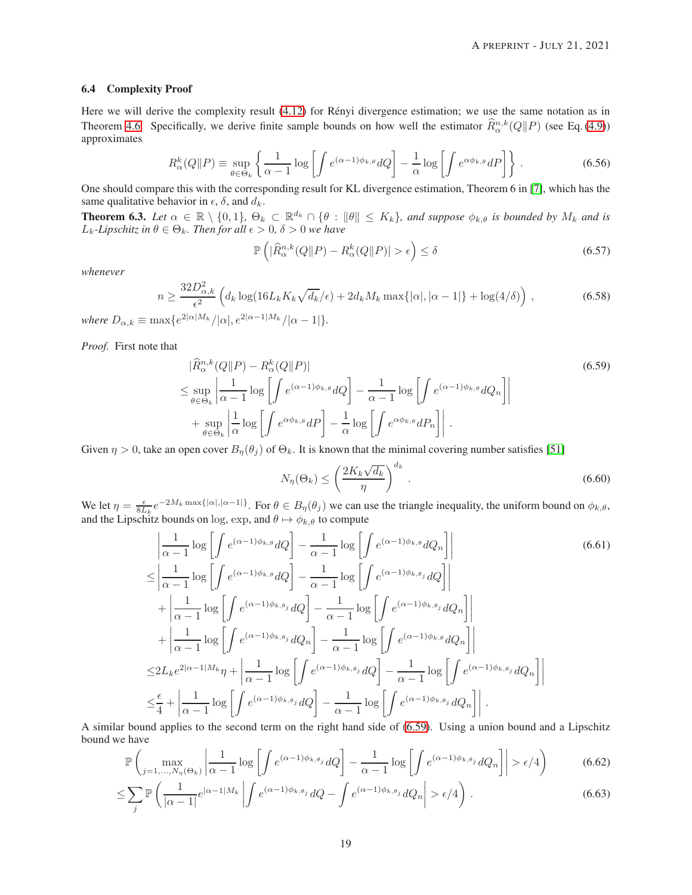### 6.4 Complexity Proof

Here we will derive the complexity result (4.12) for Rényi divergence estimation; we use the same notation as in Theorem 4.6. Specifically, we derive finite sample bounds on how well the estimator $\widehat{R}_\alpha^{n,k}(Q\|P)$ (see Eq. (4.9)) approximates

$$R_\alpha^k(Q\|P) \equiv \sup_{\theta\in\Theta_k}\left\{\frac{1}{\alpha-1}\log\left[\int e^{(\alpha-1)\phi_{k,\theta}}dQ\right]-\frac{1}{\alpha}\log\left[\int e^{\alpha\phi_{k,\theta}}dP\right]\right\}. \tag{6.56}$$

One should compare this with the corresponding result for KL divergence estimation, Theorem 6 in [7], which has the same qualitative behavior in $\epsilon$, $\delta$, and $d_k$.

**Theorem 6.3.** *Let $\alpha\in\mathbb{R}\setminus\{0,1\}$, $\Theta_k\subset\mathbb{R}^{d_k}\cap\{\theta:\|\theta\|\leq K_k\}$, and suppose $\phi_{k,\theta}$ is bounded by $M_k$ and is $L_k$-Lipschitz in $\theta\in\Theta_k$. Then for all $\epsilon>0$, $\delta>0$ we have*

$$\mathbb{P}\left(|\widehat{R}_\alpha^{n,k}(Q\|P)-R_\alpha^k(Q\|P)|>\epsilon\right)\leq\delta \tag{6.57}$$

*whenever*

$$n\geq\frac{32D_{\alpha,k}^2}{\epsilon^2}\left(d_k\log(16L_kK_k\sqrt{d_k}/\epsilon)+2d_kM_k\max\{|\alpha|,|\alpha-1|\}+\log(4/\delta)\right), \tag{6.58}$$

*where $D_{\alpha,k}\equiv\max\{e^{2|\alpha|M_k}/|\alpha|,e^{2|\alpha-1|M_k}/|\alpha-1|\}$.*

*Proof.* First note that

$$\begin{aligned}
&|\widehat{R}_\alpha^{n,k}(Q\|P)-R_\alpha^k(Q\|P)| \\
\leq&\sup_{\theta\in\Theta_k}\left|\frac{1}{\alpha-1}\log\left[\int e^{(\alpha-1)\phi_{k,\theta}}dQ\right]-\frac{1}{\alpha-1}\log\left[\int e^{(\alpha-1)\phi_{k,\theta}}dQ_n\right]\right| \\
&+\sup_{\theta\in\Theta_k}\left|\frac{1}{\alpha}\log\left[\int e^{\alpha\phi_{k,\theta}}dP\right]-\frac{1}{\alpha}\log\left[\int e^{\alpha\phi_{k,\theta}}dP_n\right]\right|.
\end{aligned} \tag{6.59}$$

Given $\eta>0$, take an open cover $B_\eta(\theta_j)$ of $\Theta_k$. It is known that the minimal covering number satisfies [51]

$$N_\eta(\Theta_k)\leq\left(\frac{2K_k\sqrt{d_k}}{\eta}\right)^{d_k}. \tag{6.60}$$

We let $\eta=\frac{\epsilon}{8L_k}e^{-2M_k\max\{|\alpha|,|\alpha-1|\}}$. For $\theta\in B_\eta(\theta_j)$ we can use the triangle inequality, the uniform bound on $\phi_{k,\theta}$, and the Lipschitz bounds on log, exp, and $\theta\mapsto\phi_{k,\theta}$ to compute

$$\begin{aligned}
&\left|\frac{1}{\alpha-1}\log\left[\int e^{(\alpha-1)\phi_{k,\theta}}dQ\right]-\frac{1}{\alpha-1}\log\left[\int e^{(\alpha-1)\phi_{k,\theta}}dQ_n\right]\right| \\
\leq&\left|\frac{1}{\alpha-1}\log\left[\int e^{(\alpha-1)\phi_{k,\theta}}dQ\right]-\frac{1}{\alpha-1}\log\left[\int e^{(\alpha-1)\phi_{k,\theta_j}}dQ\right]\right| \\
&+\left|\frac{1}{\alpha-1}\log\left[\int e^{(\alpha-1)\phi_{k,\theta_j}}dQ\right]-\frac{1}{\alpha-1}\log\left[\int e^{(\alpha-1)\phi_{k,\theta_j}}dQ_n\right]\right| \\
&+\left|\frac{1}{\alpha-1}\log\left[\int e^{(\alpha-1)\phi_{k,\theta_j}}dQ_n\right]-\frac{1}{\alpha-1}\log\left[\int e^{(\alpha-1)\phi_{k,\theta}}dQ_n\right]\right| \\
\leq&2L_ke^{2|\alpha-1|M_k}\eta+\left|\frac{1}{\alpha-1}\log\left[\int e^{(\alpha-1)\phi_{k,\theta_j}}dQ\right]-\frac{1}{\alpha-1}\log\left[\int e^{(\alpha-1)\phi_{k,\theta_j}}dQ_n\right]\right| \\
\leq&\frac{\epsilon}{4}+\left|\frac{1}{\alpha-1}\log\left[\int e^{(\alpha-1)\phi_{k,\theta_j}}dQ\right]-\frac{1}{\alpha-1}\log\left[\int e^{(\alpha-1)\phi_{k,\theta_j}}dQ_n\right]\right|.
\end{aligned} \tag{6.61}$$

A similar bound applies to the second term on the right hand side of (6.59). Using a union bound and a Lipschitz bound we have

$$\mathbb{P}\left(\max_{j=1,\ldots,N_\eta(\Theta_k)}\left|\frac{1}{\alpha-1}\log\left[\int e^{(\alpha-1)\phi_{k,\theta_j}}dQ\right]-\frac{1}{\alpha-1}\log\left[\int e^{(\alpha-1)\phi_{k,\theta_j}}dQ_n\right]\right|>\epsilon/4\right) \tag{6.62}$$

$$\leq\sum_j\mathbb{P}\left(\frac{1}{|\alpha-1|}e^{|\alpha-1|M_k}\left|\int e^{(\alpha-1)\phi_{k,\theta_j}}dQ-\int e^{(\alpha-1)\phi_{k,\theta_j}}dQ_n\right|>\epsilon/4\right). \tag{6.63}$$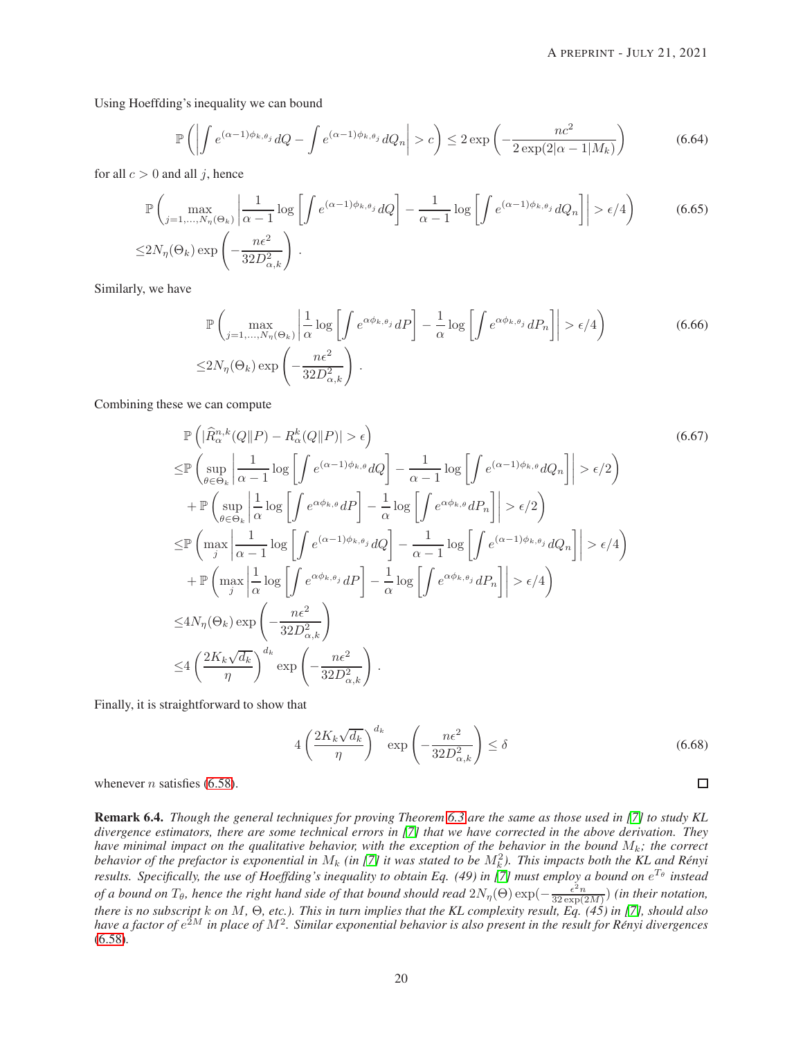Using Hoeffding's inequality we can bound

$$\mathbb{P}\left(\left|\int e^{(\alpha-1)\phi_{k,\theta_j}}\,dQ - \int e^{(\alpha-1)\phi_{k,\theta_j}}\,dQ_n\right| > c\right) \le 2\exp\left(-\frac{nc^2}{2\exp(2|\alpha-1|M_k)}\right) \tag{6.64}$$

for all $c > 0$ and all $j$, hence

$$\begin{aligned}
&\mathbb{P}\left(\max_{j=1,\dots,N_\eta(\Theta_k)}\left|\frac{1}{\alpha-1}\log\left[\int e^{(\alpha-1)\phi_{k,\theta_j}}\,dQ\right] - \frac{1}{\alpha-1}\log\left[\int e^{(\alpha-1)\phi_{k,\theta_j}}\,dQ_n\right]\right| > \epsilon/4\right) \\
\le& 2N_\eta(\Theta_k)\exp\left(-\frac{n\epsilon^2}{32D_{\alpha,k}^2}\right).
\end{aligned} \tag{6.65}$$

Similarly, we have

$$\begin{aligned}
&\mathbb{P}\left(\max_{j=1,\dots,N_\eta(\Theta_k)}\left|\frac{1}{\alpha}\log\left[\int e^{\alpha\phi_{k,\theta_j}}\,dP\right] - \frac{1}{\alpha}\log\left[\int e^{\alpha\phi_{k,\theta_j}}\,dP_n\right]\right| > \epsilon/4\right) \\
\le& 2N_\eta(\Theta_k)\exp\left(-\frac{n\epsilon^2}{32D_{\alpha,k}^2}\right).
\end{aligned} \tag{6.66}$$

Combining these we can compute

$$\begin{aligned}
&\mathbb{P}\left(|\widehat{R}_\alpha^{n,k}(Q\|P) - R_\alpha^k(Q\|P)| > \epsilon\right) \\
\le&\mathbb{P}\left(\sup_{\theta\in\Theta_k}\left|\frac{1}{\alpha-1}\log\left[\int e^{(\alpha-1)\phi_{k,\theta}}dQ\right] - \frac{1}{\alpha-1}\log\left[\int e^{(\alpha-1)\phi_{k,\theta}}dQ_n\right]\right| > \epsilon/2\right) \\
&+\mathbb{P}\left(\sup_{\theta\in\Theta_k}\left|\frac{1}{\alpha}\log\left[\int e^{\alpha\phi_{k,\theta}}dP\right] - \frac{1}{\alpha}\log\left[\int e^{\alpha\phi_{k,\theta}}dP_n\right]\right| > \epsilon/2\right) \\
\le&\mathbb{P}\left(\max_j\left|\frac{1}{\alpha-1}\log\left[\int e^{(\alpha-1)\phi_{k,\theta_j}}\,dQ\right] - \frac{1}{\alpha-1}\log\left[\int e^{(\alpha-1)\phi_{k,\theta_j}}\,dQ_n\right]\right| > \epsilon/4\right) \\
&+\mathbb{P}\left(\max_j\left|\frac{1}{\alpha}\log\left[\int e^{\alpha\phi_{k,\theta_j}}\,dP\right] - \frac{1}{\alpha}\log\left[\int e^{\alpha\phi_{k,\theta_j}}\,dP_n\right]\right| > \epsilon/4\right) \\
\le&4N_\eta(\Theta_k)\exp\left(-\frac{n\epsilon^2}{32D_{\alpha,k}^2}\right) \\
\le&4\left(\frac{2K_k\sqrt{d_k}}{\eta}\right)^{d_k}\exp\left(-\frac{n\epsilon^2}{32D_{\alpha,k}^2}\right).
\end{aligned} \tag{6.67}$$

Finally, it is straightforward to show that

$$4\left(\frac{2K_k\sqrt{d_k}}{\eta}\right)^{d_k}\exp\left(-\frac{n\epsilon^2}{32D_{\alpha,k}^2}\right) \le \delta \tag{6.68}$$

whenever $n$ satisfies (6.58). □

**Remark 6.4.** *Though the general techniques for proving Theorem 6.3 are the same as those used in [7] to study KL divergence estimators, there are some technical errors in [7] that we have corrected in the above derivation. They have minimal impact on the qualitative behavior, with the exception of the behavior in the bound $M_k$; the correct behavior of the prefactor is exponential in $M_k$ (in [7] it was stated to be $M_k^2$). This impacts both the KL and Rényi results. Specifically, the use of Hoeffding's inequality to obtain Eq. (49) in [7] must employ a bound on $e^{T_\theta}$ instead of a bound on $T_\theta$, hence the right hand side of that bound should read $2N_\eta(\Theta)\exp(-\frac{\epsilon^2 n}{32\exp(2M)})$ (in their notation, there is no subscript $k$ on $M$, $\Theta$, etc.). This in turn implies that the KL complexity result, Eq. (45) in [7], should also have a factor of $e^{2M}$ in place of $M^2$. Similar exponential behavior is also present in the result for Rényi divergences (6.58).*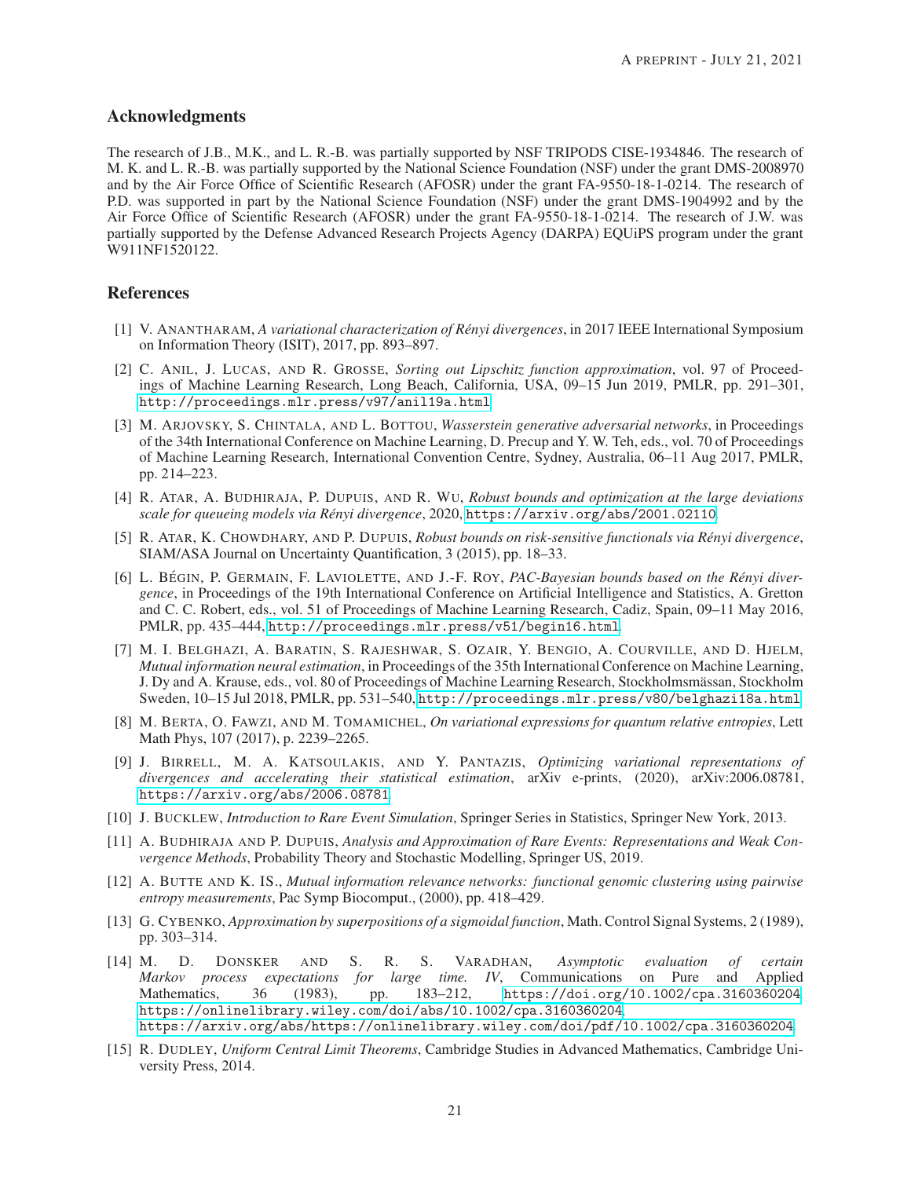## Acknowledgments

The research of J.B., M.K., and L. R.-B. was partially supported by NSF TRIPODS CISE-1934846. The research of M. K. and L. R.-B. was partially supported by the National Science Foundation (NSF) under the grant DMS-2008970 and by the Air Force Office of Scientific Research (AFOSR) under the grant FA-9550-18-1-0214. The research of P.D. was supported in part by the National Science Foundation (NSF) under the grant DMS-1904992 and by the Air Force Office of Scientific Research (AFOSR) under the grant FA-9550-18-1-0214. The research of J.W. was partially supported by the Defense Advanced Research Projects Agency (DARPA) EQUiPS program under the grant W911NF1520122.

## References

[1] V. Anantharam, *A variational characterization of Rényi divergences*, in 2017 IEEE International Symposium on Information Theory (ISIT), 2017, pp. 893–897.

[2] C. Anil, J. Lucas, and R. Grosse, *Sorting out Lipschitz function approximation*, vol. 97 of Proceedings of Machine Learning Research, Long Beach, California, USA, 09–15 Jun 2019, PMLR, pp. 291–301, http://proceedings.mlr.press/v97/anil19a.html.

[3] M. Arjovsky, S. Chintala, and L. Bottou, *Wasserstein generative adversarial networks*, in Proceedings of the 34th International Conference on Machine Learning, D. Precup and Y. W. Teh, eds., vol. 70 of Proceedings of Machine Learning Research, International Convention Centre, Sydney, Australia, 06–11 Aug 2017, PMLR, pp. 214–223.

[4] R. Atar, A. Budhiraja, P. Dupuis, and R. Wu, *Robust bounds and optimization at the large deviations scale for queueing models via Rényi divergence*, 2020, https://arxiv.org/abs/2001.02110.

[5] R. Atar, K. Chowdhary, and P. Dupuis, *Robust bounds on risk-sensitive functionals via Rényi divergence*, SIAM/ASA Journal on Uncertainty Quantification, 3 (2015), pp. 18–33.

[6] L. Bégin, P. Germain, F. Laviolette, and J.-F. Roy, *PAC-Bayesian bounds based on the Rényi divergence*, in Proceedings of the 19th International Conference on Artificial Intelligence and Statistics, A. Gretton and C. C. Robert, eds., vol. 51 of Proceedings of Machine Learning Research, Cadiz, Spain, 09–11 May 2016, PMLR, pp. 435–444, http://proceedings.mlr.press/v51/begin16.html.

[7] M. I. Belghazi, A. Baratin, S. Rajeshwar, S. Ozair, Y. Bengio, A. Courville, and D. Hjelm, *Mutual information neural estimation*, in Proceedings of the 35th International Conference on Machine Learning, J. Dy and A. Krause, eds., vol. 80 of Proceedings of Machine Learning Research, Stockholmsmässan, Stockholm Sweden, 10–15 Jul 2018, PMLR, pp. 531–540, http://proceedings.mlr.press/v80/belghazi18a.html.

[8] M. Berta, O. Fawzi, and M. Tomamichel, *On variational expressions for quantum relative entropies*, Lett Math Phys, 107 (2017), p. 2239–2265.

[9] J. Birrell, M. A. Katsoulakis, and Y. Pantazis, *Optimizing variational representations of divergences and accelerating their statistical estimation*, arXiv e-prints, (2020), arXiv:2006.08781, https://arxiv.org/abs/2006.08781.

[10] J. Bucklew, *Introduction to Rare Event Simulation*, Springer Series in Statistics, Springer New York, 2013.

[11] A. Budhiraja and P. Dupuis, *Analysis and Approximation of Rare Events: Representations and Weak Convergence Methods*, Probability Theory and Stochastic Modelling, Springer US, 2019.

[12] A. Butte and K. Is., *Mutual information relevance networks: functional genomic clustering using pairwise entropy measurements*, Pac Symp Biocomput., (2000), pp. 418–429.

[13] G. Cybenko, *Approximation by superpositions of a sigmoidal function*, Math. Control Signal Systems, 2 (1989), pp. 303–314.

[14] M. D. Donsker and S. R. S. Varadhan, *Asymptotic evaluation of certain Markov process expectations for large time. IV*, Communications on Pure and Applied Mathematics, 36 (1983), pp. 183–212, https://doi.org/10.1002/cpa.3160360204, https://onlinelibrary.wiley.com/doi/abs/10.1002/cpa.3160360204, https://arxiv.org/abs/https://onlinelibrary.wiley.com/doi/pdf/10.1002/cpa.3160360204.

[15] R. Dudley, *Uniform Central Limit Theorems*, Cambridge Studies in Advanced Mathematics, Cambridge University Press, 2014.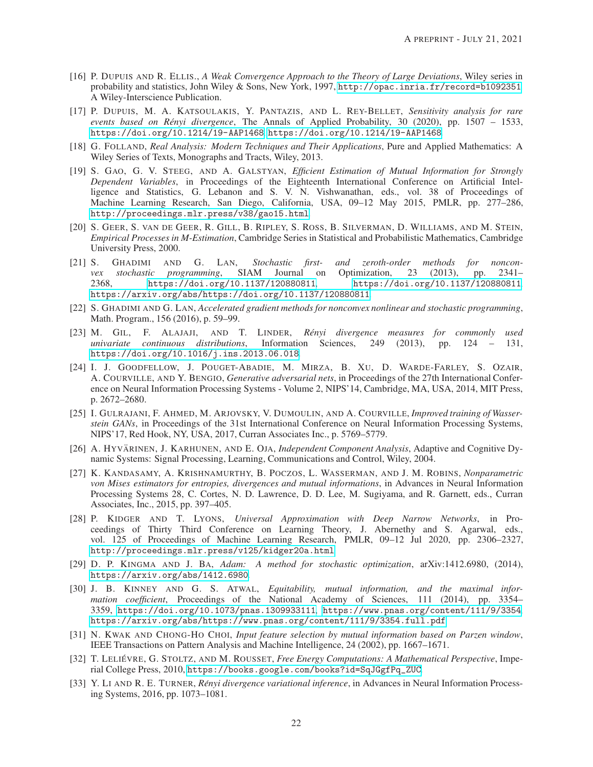[16] P. Dupuis and R. Ellis., *A Weak Convergence Approach to the Theory of Large Deviations*, Wiley series in probability and statistics, John Wiley & Sons, New York, 1997, http://opac.inria.fr/record=b1092351. A Wiley-Interscience Publication.

[17] P. Dupuis, M. A. Katsoulakis, Y. Pantazis, and L. Rey-Bellet, *Sensitivity analysis for rare events based on Rényi divergence*, The Annals of Applied Probability, 30 (2020), pp. 1507 – 1533, https://doi.org/10.1214/19-AAP1468, https://doi.org/10.1214/19-AAP1468.

[18] G. Folland, *Real Analysis: Modern Techniques and Their Applications*, Pure and Applied Mathematics: A Wiley Series of Texts, Monographs and Tracts, Wiley, 2013.

[19] S. Gao, G. V. Steeg, and A. Galstyan, *Efficient Estimation of Mutual Information for Strongly Dependent Variables*, in Proceedings of the Eighteenth International Conference on Artificial Intelligence and Statistics, G. Lebanon and S. V. N. Vishwanathan, eds., vol. 38 of Proceedings of Machine Learning Research, San Diego, California, USA, 09–12 May 2015, PMLR, pp. 277–286, http://proceedings.mlr.press/v38/gao15.html.

[20] S. Geer, S. van de Geer, R. Gill, B. Ripley, S. Ross, B. Silverman, D. Williams, and M. Stein, *Empirical Processes in M-Estimation*, Cambridge Series in Statistical and Probabilistic Mathematics, Cambridge University Press, 2000.

[21] S. Ghadimi and G. Lan, *Stochastic first- and zeroth-order methods for nonconvex stochastic programming*, SIAM Journal on Optimization, 23 (2013), pp. 2341–2368, https://doi.org/10.1137/120880811, https://doi.org/10.1137/120880811, https://arxiv.org/abs/https://doi.org/10.1137/120880811.

[22] S. Ghadimi and G. Lan, *Accelerated gradient methods for nonconvex nonlinear and stochastic programming*, Math. Program., 156 (2016), p. 59–99.

[23] M. Gil, F. Alajaji, and T. Linder, *Rényi divergence measures for commonly used univariate continuous distributions*, Information Sciences, 249 (2013), pp. 124 – 131, https://doi.org/10.1016/j.ins.2013.06.018.

[24] I. J. Goodfellow, J. Pouget-Abadie, M. Mirza, B. Xu, D. Warde-Farley, S. Ozair, A. Courville, and Y. Bengio, *Generative adversarial nets*, in Proceedings of the 27th International Conference on Neural Information Processing Systems - Volume 2, NIPS'14, Cambridge, MA, USA, 2014, MIT Press, p. 2672–2680.

[25] I. Gulrajani, F. Ahmed, M. Arjovsky, V. Dumoulin, and A. Courville, *Improved training of Wasserstein GANs*, in Proceedings of the 31st International Conference on Neural Information Processing Systems, NIPS'17, Red Hook, NY, USA, 2017, Curran Associates Inc., p. 5769–5779.

[26] A. Hyvärinen, J. Karhunen, and E. Oja, *Independent Component Analysis*, Adaptive and Cognitive Dynamic Systems: Signal Processing, Learning, Communications and Control, Wiley, 2004.

[27] K. Kandasamy, A. Krishnamurthy, B. Poczos, L. Wasserman, and J. M. Robins, *Nonparametric von Mises estimators for entropies, divergences and mutual informations*, in Advances in Neural Information Processing Systems 28, C. Cortes, N. D. Lawrence, D. D. Lee, M. Sugiyama, and R. Garnett, eds., Curran Associates, Inc., 2015, pp. 397–405.

[28] P. Kidger and T. Lyons, *Universal Approximation with Deep Narrow Networks*, in Proceedings of Thirty Third Conference on Learning Theory, J. Abernethy and S. Agarwal, eds., vol. 125 of Proceedings of Machine Learning Research, PMLR, 09–12 Jul 2020, pp. 2306–2327, http://proceedings.mlr.press/v125/kidger20a.html.

[29] D. P. Kingma and J. Ba, *Adam: A method for stochastic optimization*, arXiv:1412.6980, (2014), https://arxiv.org/abs/1412.6980.

[30] J. B. Kinney and G. S. Atwal, *Equitability, mutual information, and the maximal information coefficient*, Proceedings of the National Academy of Sciences, 111 (2014), pp. 3354–3359, https://doi.org/10.1073/pnas.1309933111, https://www.pnas.org/content/111/9/3354, https://arxiv.org/abs/https://www.pnas.org/content/111/9/3354.full.pdf.

[31] N. Kwak and Chong-Ho Choi, *Input feature selection by mutual information based on Parzen window*, IEEE Transactions on Pattern Analysis and Machine Intelligence, 24 (2002), pp. 1667–1671.

[32] T. Leliévre, G. Stoltz, and M. Rousset, *Free Energy Computations: A Mathematical Perspective*, Imperial College Press, 2010, https://books.google.com/books?id=SqJGgfPq_ZUC.

[33] Y. Li and R. E. Turner, *Rényi divergence variational inference*, in Advances in Neural Information Processing Systems, 2016, pp. 1073–1081.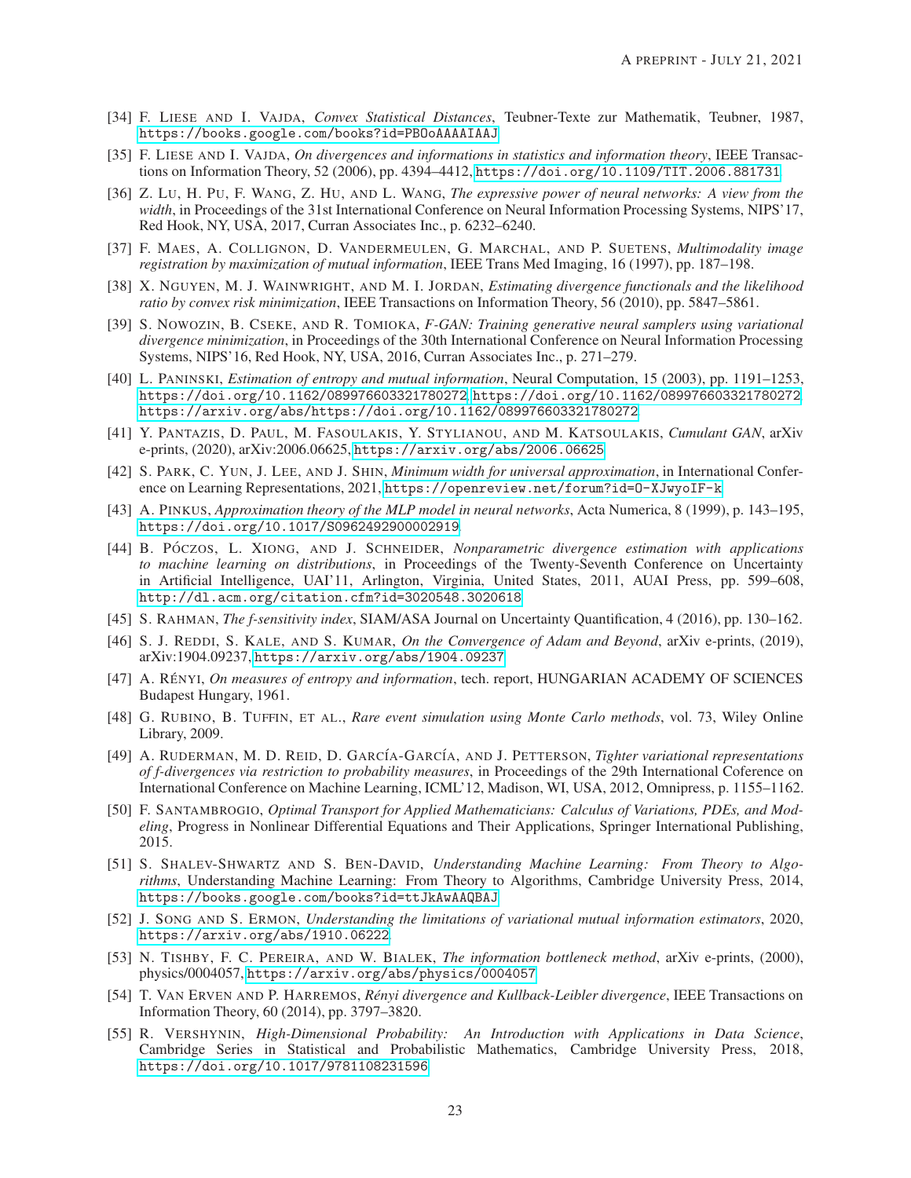[34] F. Liese and I. Vajda, *Convex Statistical Distances*, Teubner-Texte zur Mathematik, Teubner, 1987, https://books.google.com/books?id=PBOoAAAAIAAJ.

[35] F. Liese and I. Vajda, *On divergences and informations in statistics and information theory*, IEEE Transactions on Information Theory, 52 (2006), pp. 4394–4412, https://doi.org/10.1109/TIT.2006.881731.

[36] Z. Lu, H. Pu, F. Wang, Z. Hu, and L. Wang, *The expressive power of neural networks: A view from the width*, in Proceedings of the 31st International Conference on Neural Information Processing Systems, NIPS'17, Red Hook, NY, USA, 2017, Curran Associates Inc., p. 6232–6240.

[37] F. Maes, A. Collignon, D. Vandermeulen, G. Marchal, and P. Suetens, *Multimodality image registration by maximization of mutual information*, IEEE Trans Med Imaging, 16 (1997), pp. 187–198.

[38] X. Nguyen, M. J. Wainwright, and M. I. Jordan, *Estimating divergence functionals and the likelihood ratio by convex risk minimization*, IEEE Transactions on Information Theory, 56 (2010), pp. 5847–5861.

[39] S. Nowozin, B. Cseke, and R. Tomioka, *F-GAN: Training generative neural samplers using variational divergence minimization*, in Proceedings of the 30th International Conference on Neural Information Processing Systems, NIPS'16, Red Hook, NY, USA, 2016, Curran Associates Inc., p. 271–279.

[40] L. Paninski, *Estimation of entropy and mutual information*, Neural Computation, 15 (2003), pp. 1191–1253, https://doi.org/10.1162/089976603321780272, https://doi.org/10.1162/089976603321780272, https://arxiv.org/abs/https://doi.org/10.1162/089976603321780272.

[41] Y. Pantazis, D. Paul, M. Fasoulakis, Y. Stylianou, and M. Katsoulakis, *Cumulant GAN*, arXiv e-prints, (2020), arXiv:2006.06625, https://arxiv.org/abs/2006.06625.

[42] S. Park, C. Yun, J. Lee, and J. Shin, *Minimum width for universal approximation*, in International Conference on Learning Representations, 2021, https://openreview.net/forum?id=O-XJwyoIF-k.

[43] A. Pinkus, *Approximation theory of the MLP model in neural networks*, Acta Numerica, 8 (1999), p. 143–195, https://doi.org/10.1017/S0962492900002919.

[44] B. Póczos, L. Xiong, and J. Schneider, *Nonparametric divergence estimation with applications to machine learning on distributions*, in Proceedings of the Twenty-Seventh Conference on Uncertainty in Artificial Intelligence, UAI'11, Arlington, Virginia, United States, 2011, AUAI Press, pp. 599–608, http://dl.acm.org/citation.cfm?id=3020548.3020618.

[45] S. Rahman, *The f-sensitivity index*, SIAM/ASA Journal on Uncertainty Quantification, 4 (2016), pp. 130–162.

[46] S. J. Reddi, S. Kale, and S. Kumar, *On the Convergence of Adam and Beyond*, arXiv e-prints, (2019), arXiv:1904.09237, https://arxiv.org/abs/1904.09237.

[47] A. Rényi, *On measures of entropy and information*, tech. report, HUNGARIAN ACADEMY OF SCIENCES Budapest Hungary, 1961.

[48] G. Rubino, B. Tuffin, et al., *Rare event simulation using Monte Carlo methods*, vol. 73, Wiley Online Library, 2009.

[49] A. Ruderman, M. D. Reid, D. García-García, and J. Petterson, *Tighter variational representations of f-divergences via restriction to probability measures*, in Proceedings of the 29th International Coference on International Conference on Machine Learning, ICML'12, Madison, WI, USA, 2012, Omnipress, p. 1155–1162.

[50] F. Santambrogio, *Optimal Transport for Applied Mathematicians: Calculus of Variations, PDEs, and Modeling*, Progress in Nonlinear Differential Equations and Their Applications, Springer International Publishing, 2015.

[51] S. Shalev-Shwartz and S. Ben-David, *Understanding Machine Learning: From Theory to Algorithms*, Understanding Machine Learning: From Theory to Algorithms, Cambridge University Press, 2014, https://books.google.com/books?id=ttJkAwAAQBAJ.

[52] J. Song and S. Ermon, *Understanding the limitations of variational mutual information estimators*, 2020, https://arxiv.org/abs/1910.06222.

[53] N. Tishby, F. C. Pereira, and W. Bialek, *The information bottleneck method*, arXiv e-prints, (2000), physics/0004057, https://arxiv.org/abs/physics/0004057.

[54] T. Van Erven and P. Harremos, *Rényi divergence and Kullback-Leibler divergence*, IEEE Transactions on Information Theory, 60 (2014), pp. 3797–3820.

[55] R. Vershynin, *High-Dimensional Probability: An Introduction with Applications in Data Science*, Cambridge Series in Statistical and Probabilistic Mathematics, Cambridge University Press, 2018, https://doi.org/10.1017/9781108231596.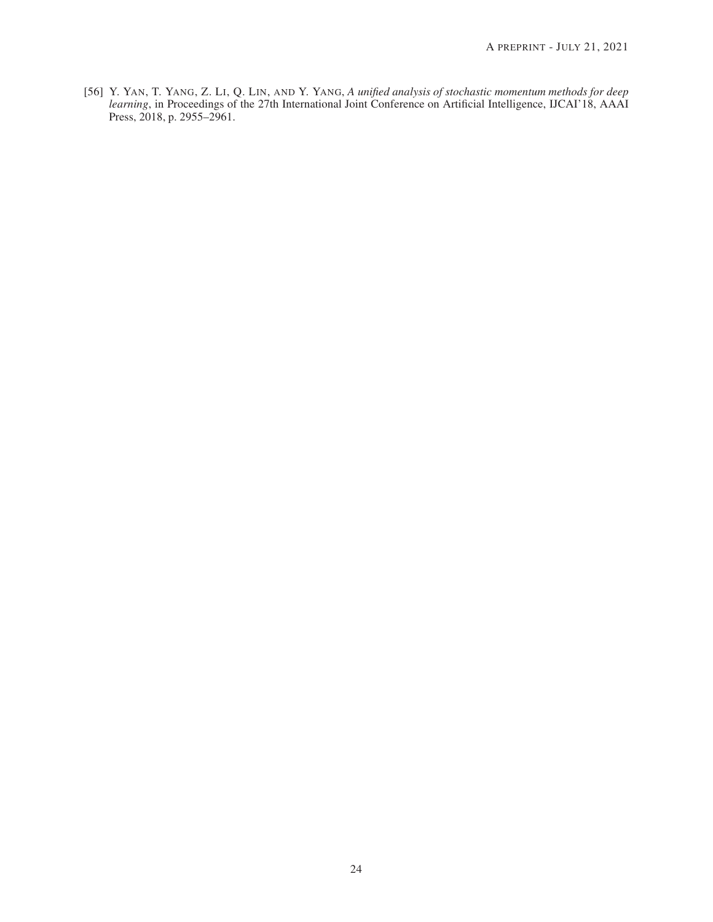[56] Y. Yan, T. Yang, Z. Li, Q. Lin, and Y. Yang, *A unified analysis of stochastic momentum methods for deep learning*, in Proceedings of the 27th International Joint Conference on Artificial Intelligence, IJCAI'18, AAAI Press, 2018, p. 2955–2961.